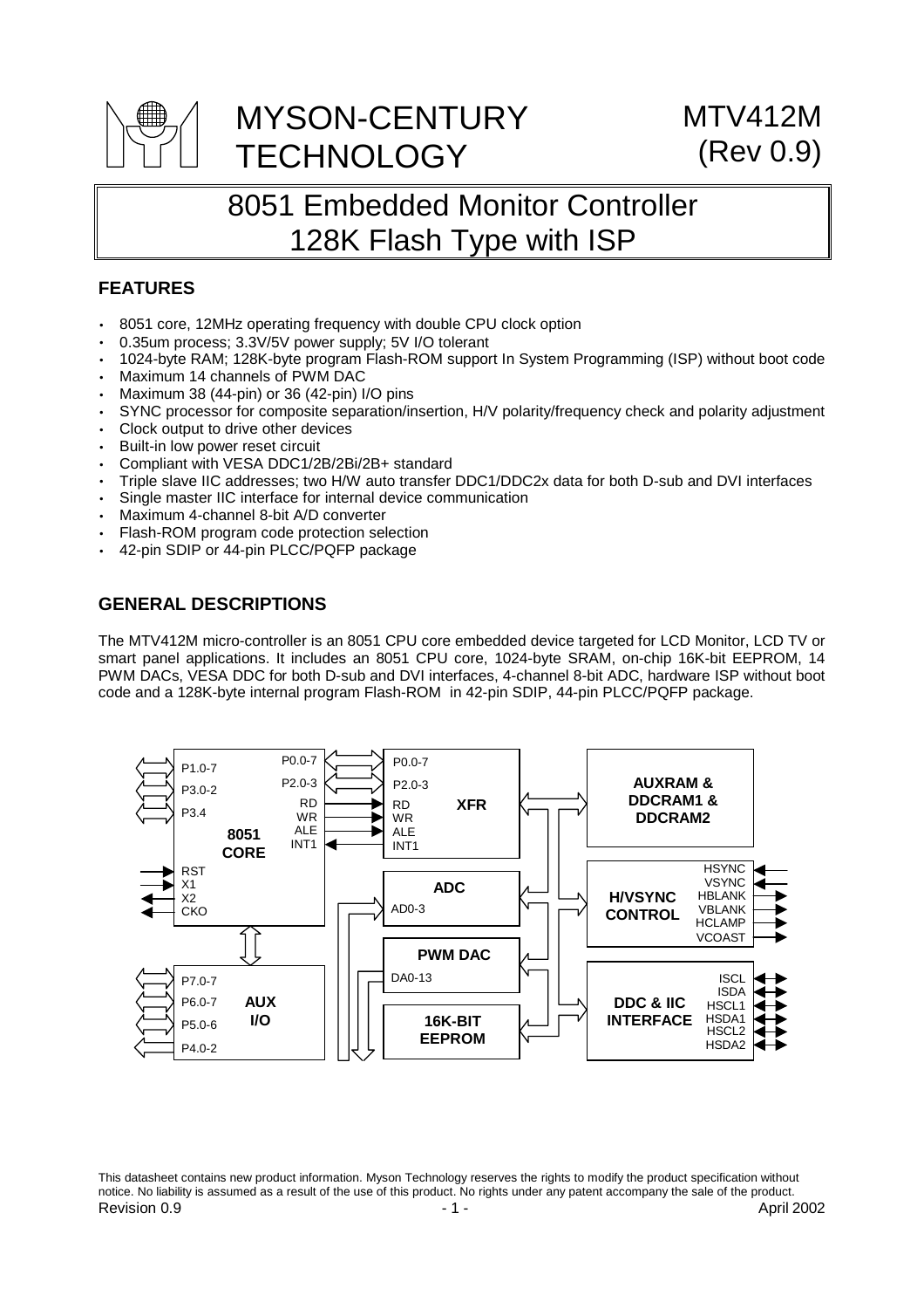# MYSON-CENTURY TECHNOLOGY

**MTV412M (Rev 0.9)**

# 8051 Embedded Monitor Controller 128K Flash Type with ISP

## FEATURES

- 8051 core, 12MHz operating frequency with double CPU clock option
- 0.35um process; 3.3V/5V power supply; 5V I/O tolerant
- 1024-byte RAM; 128K-byte program Flash-ROM support In System Programming (ISP) without boot code
- Maximum 14 channels of PWM DAC
- Maximum 38 (44-pin) or 36 (42-pin) I/O pins
- SYNC processor for composite separation/insertion, H/V polarity/frequency check and polarity adjustment
- Clock output to drive other devices
- Built-in low power reset circuit
- Compliant with VESA DDC1/2B/2Bi/2B+ standard
- Triple slave IIC addresses; two H/W auto transfer DDC1/DDC2x data for both D-sub and DVI interfaces
- Single master IIC interface for internal device communication
- Maximum 4-channel 8-bit A/D converter
- Flash-ROM program code protection selection
- 42-pin SDIP or 44-pin PLCC/PQFP package

## GENERAL DESCRIPTIONS

The MTV412M micro-controller is an 8051 CPU core embedded device targeted for LCD Monitor, LCD TV or smart panel applications. It includes an 8051 CPU core, 1024-byte SRAM, on-chip 16K-bit EEPROM, 14 PWM DACs, VESA DDC for both D-sub and DVI interfaces, 4-channel 8-bit ADC, hardware ISP without boot code and a 128K-byte internal program Flash-ROM in 42-pin SDIP, 44-pin PLCC/PQFP package.

This datasheet contains new product information. Myson Technology reserves the rights to modify the product specification without notice. No liability is assumed as a result of the use of this product. No rights under any patent accompany the sale of the product.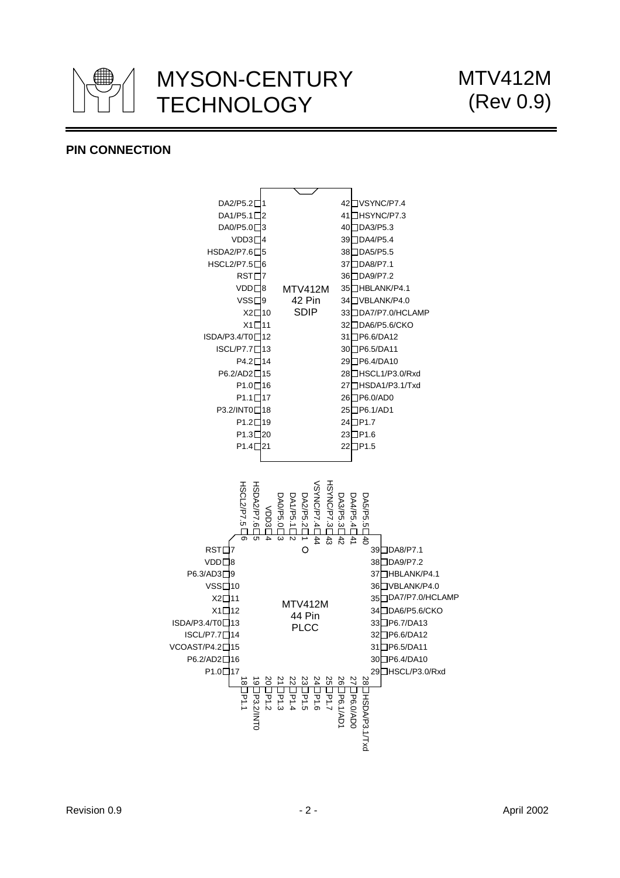## PIN CONNECTION

**MTV412M 42 Pin SDIP**

| Pin | Name | Pin | Name |
|---|---|---|---|
| 1 | DA2/P5.2 | 42 | VSYNC/P7.4 |
| 2 | DA1/P5.1 | 41 | HSYNC/P7.3 |
| 3 | DA0/P5.0 | 40 | DA3/P5.3 |
| 4 | VDD3 | 39 | DA4/P5.4 |
| 5 | HSDA2/P7.6 | 38 | DA5/P5.5 |
| 6 | HSCL2/P7.5 | 37 | DA8/P7.1 |
| 7 | RST | 36 | DA9/P7.2 |
| 8 | VDD | 35 | HBLANK/P4.1 |
| 9 | VSS | 34 | VBLANK/P4.0 |
| 10 | X2 | 33 | DA7/P7.0/HCLAMP |
| 11 | X1 | 32 | DA6/P5.6/CKO |
| 12 | ISDA/P3.4/T0 | 31 | P6.6/DA12 |
| 13 | ISCL/P7.7 | 30 | P6.5/DA11 |
| 14 | P4.2 | 29 | P6.4/DA10 |
| 15 | P6.2/AD2 | 28 | HSCL1/P3.0/Rxd |
| 16 | P1.0 | 27 | HSDA1/P3.1/Txd |
| 17 | P1.1 | 26 | P6.0/AD0 |
| 18 | P3.2/INT0 | 25 | P6.1/AD1 |
| 19 | P1.2 | 24 | P1.7 |
| 20 | P1.3 | 23 | P1.6 |
| 21 | P1.4 | 22 | P1.5 |

**MTV412M 44 Pin PLCC**

| Pin | Name | Pin | Name |
|---|---|---|---|
| 1 | DA2/P5.2 | 23 | P1.5 |
| 2 | DA1/P5.1 | 24 | P1.6 |
| 3 | DA0/P5.0 | 25 | P1.7 |
| 4 | VDD3 | 26 | P6.1/AD1 |
| 5 | HSDA2/P7.6 | 27 | P6.0/AD0 |
| 6 | HSCL2/P7.5 | 28 | HSDA/P3.1/Txd |
| 7 | RST | 29 | HSCL/P3.0/Rxd |
| 8 | VDD | 30 | P6.4/DA10 |
| 9 | P6.3/AD3 | 31 | P6.5/DA11 |
| 10 | VSS | 32 | P6.6/DA12 |
| 11 | X2 | 33 | P6.7/DA13 |
| 12 | X1 | 34 | DA6/P5.6/CKO |
| 13 | ISDA/P3.4/T0 | 35 | DA7/P7.0/HCLAMP |
| 14 | ISCL/P7.7 | 36 | VBLANK/P4.0 |
| 15 | VCOAST/P4.2 | 37 | HBLANK/P4.1 |
| 16 | P6.2/AD2 | 38 | DA9/P7.2 |
| 17 | P1.0 | 39 | DA8/P7.1 |
| 18 | P1.1 | 40 | DA5/P5.5 |
| 19 | P3.2/INT0 | 41 | DA4/P5.4 |
| 20 | P1.2 | 42 | DA3/P5.3 |
| 21 | P1.3 | 43 | HSYNC/P7.3 |
| 22 | P1.4 | 44 | VSYNC/P7.4 |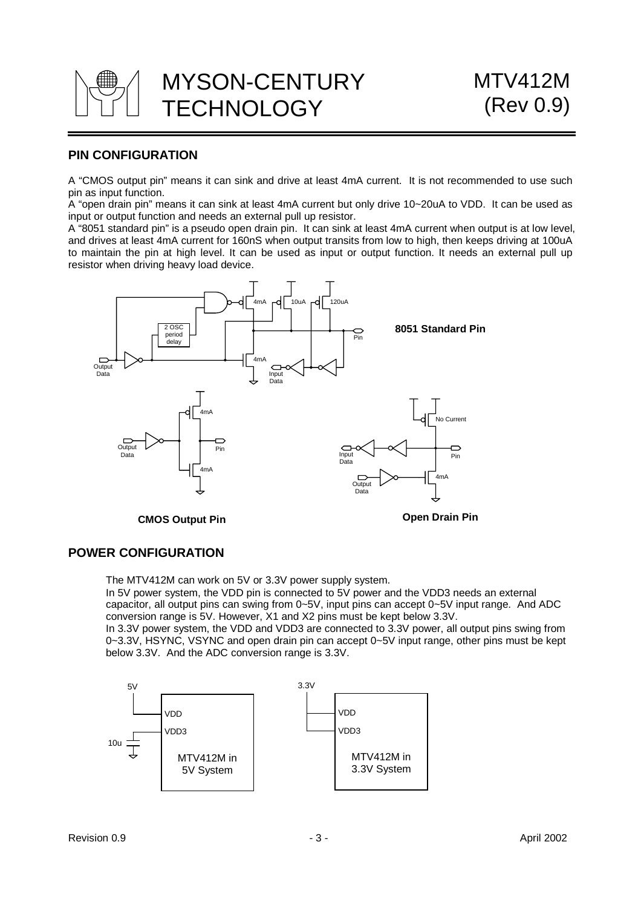## PIN CONFIGURATION

A "CMOS output pin" means it can sink and drive at least 4mA current. It is not recommended to use such pin as input function.

A "open drain pin" means it can sink at least 4mA current but only drive 10~20uA to VDD. It can be used as input or output function and needs an external pull up resistor.

A "8051 standard pin" is a pseudo open drain pin. It can sink at least 4mA current when output is at low level, and drives at least 4mA current for 160nS when output transits from low to high, then keeps driving at 100uA to maintain the pin at high level. It can be used as input or output function. It needs an external pull up resistor when driving heavy load device.

**8051 Standard Pin**

**CMOS Output Pin**

**Open Drain Pin**

## POWER CONFIGURATION

The MTV412M can work on 5V or 3.3V power supply system.

In 5V power system, the VDD pin is connected to 5V power and the VDD3 needs an external capacitor, all output pins can swing from 0~5V, input pins can accept 0~5V input range. And ADC conversion range is 5V. However, X1 and X2 pins must be kept below 3.3V.

In 3.3V power system, the VDD and VDD3 are connected to 3.3V power, all output pins swing from 0~3.3V, HSYNC, VSYNC and open drain pin can accept 0~5V input range, other pins must be kept below 3.3V. And the ADC conversion range is 3.3V.

MTV412M in 5V System

MTV412M in 3.3V System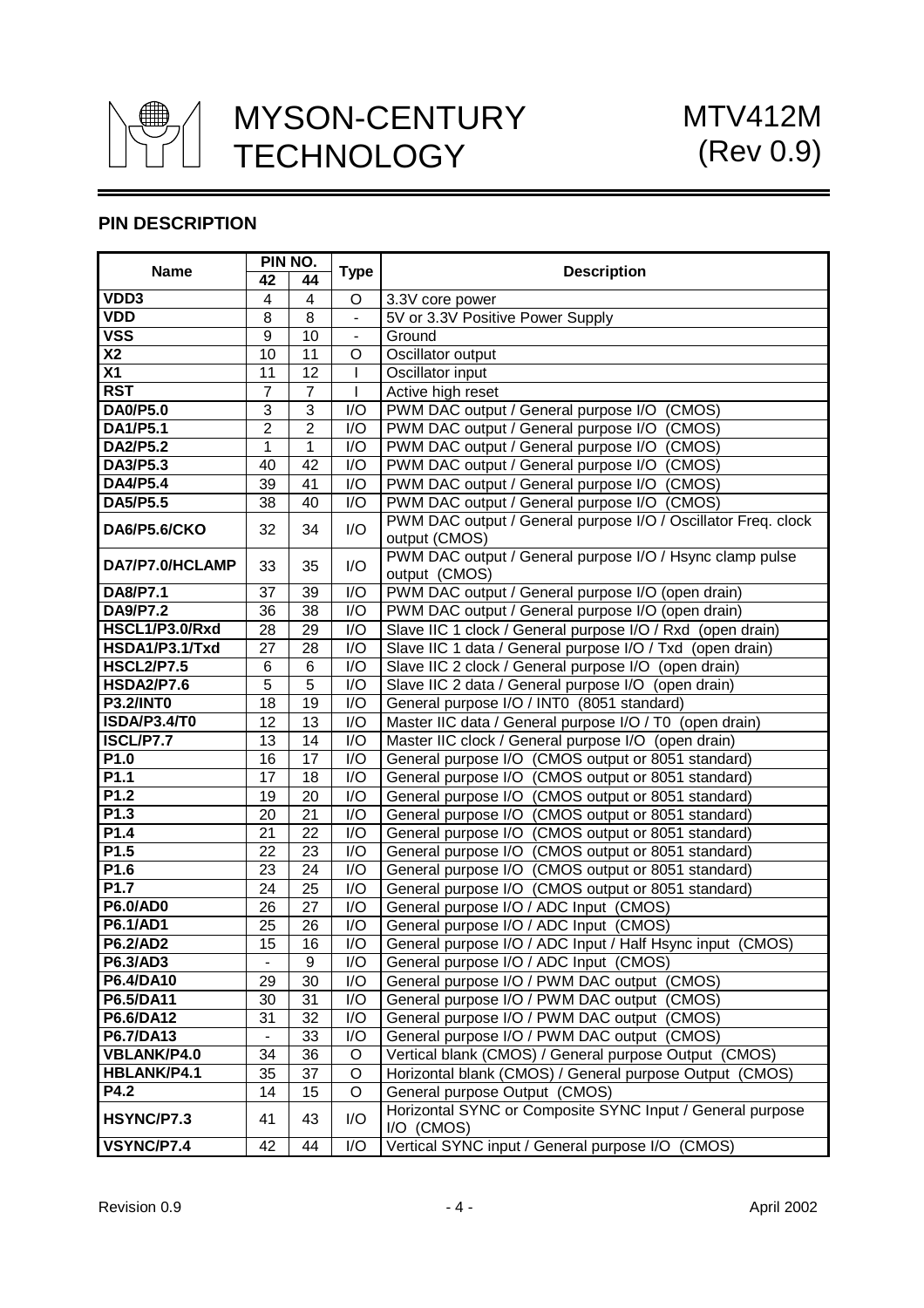## PIN DESCRIPTION

| Name | PIN NO. | | Type | Description |
|---|---|---|---|---|
| | 42 | 44 | | |
| VDD3 | 4 | 4 | O | 3.3V core power |
| VDD | 8 | 8 | - | 5V or 3.3V Positive Power Supply |
| VSS | 9 | 10 | - | Ground |
| X2 | 10 | 11 | O | Oscillator output |
| X1 | 11 | 12 | I | Oscillator input |
| RST | 7 | 7 | I | Active high reset |
| DA0/P5.0 | 3 | 3 | I/O | PWM DAC output / General purpose I/O (CMOS) |
| DA1/P5.1 | 2 | 2 | I/O | PWM DAC output / General purpose I/O (CMOS) |
| DA2/P5.2 | 1 | 1 | I/O | PWM DAC output / General purpose I/O (CMOS) |
| DA3/P5.3 | 40 | 42 | I/O | PWM DAC output / General purpose I/O (CMOS) |
| DA4/P5.4 | 39 | 41 | I/O | PWM DAC output / General purpose I/O (CMOS) |
| DA5/P5.5 | 38 | 40 | I/O | PWM DAC output / General purpose I/O (CMOS) |
| DA6/P5.6/CKO | 32 | 34 | I/O | PWM DAC output / General purpose I/O / Oscillator Freq. clock output (CMOS) |
| DA7/P7.0/HCLAMP | 33 | 35 | I/O | PWM DAC output / General purpose I/O / Hsync clamp pulse output (CMOS) |
| DA8/P7.1 | 37 | 39 | I/O | PWM DAC output / General purpose I/O (open drain) |
| DA9/P7.2 | 36 | 38 | I/O | PWM DAC output / General purpose I/O (open drain) |
| HSCL1/P3.0/Rxd | 28 | 29 | I/O | Slave IIC 1 clock / General purpose I/O / Rxd (open drain) |
| HSDA1/P3.1/Txd | 27 | 28 | I/O | Slave IIC 1 data / General purpose I/O / Txd (open drain) |
| HSCL2/P7.5 | 6 | 6 | I/O | Slave IIC 2 clock / General purpose I/O (open drain) |
| HSDA2/P7.6 | 5 | 5 | I/O | Slave IIC 2 data / General purpose I/O (open drain) |
| P3.2/INT0 | 18 | 19 | I/O | General purpose I/O / INT0 (8051 standard) |
| ISDA/P3.4/T0 | 12 | 13 | I/O | Master IIC data / General purpose I/O / T0 (open drain) |
| ISCL/P7.7 | 13 | 14 | I/O | Master IIC clock / General purpose I/O (open drain) |
| P1.0 | 16 | 17 | I/O | General purpose I/O (CMOS output or 8051 standard) |
| P1.1 | 17 | 18 | I/O | General purpose I/O (CMOS output or 8051 standard) |
| P1.2 | 19 | 20 | I/O | General purpose I/O (CMOS output or 8051 standard) |
| P1.3 | 20 | 21 | I/O | General purpose I/O (CMOS output or 8051 standard) |
| P1.4 | 21 | 22 | I/O | General purpose I/O (CMOS output or 8051 standard) |
| P1.5 | 22 | 23 | I/O | General purpose I/O (CMOS output or 8051 standard) |
| P1.6 | 23 | 24 | I/O | General purpose I/O (CMOS output or 8051 standard) |
| P1.7 | 24 | 25 | I/O | General purpose I/O (CMOS output or 8051 standard) |
| P6.0/AD0 | 26 | 27 | I/O | General purpose I/O / ADC Input (CMOS) |
| P6.1/AD1 | 25 | 26 | I/O | General purpose I/O / ADC Input (CMOS) |
| P6.2/AD2 | 15 | 16 | I/O | General purpose I/O / ADC Input / Half Hsync input (CMOS) |
| P6.3/AD3 | - | 9 | I/O | General purpose I/O / ADC Input (CMOS) |
| P6.4/DA10 | 29 | 30 | I/O | General purpose I/O / PWM DAC output (CMOS) |
| P6.5/DA11 | 30 | 31 | I/O | General purpose I/O / PWM DAC output (CMOS) |
| P6.6/DA12 | 31 | 32 | I/O | General purpose I/O / PWM DAC output (CMOS) |
| P6.7/DA13 | - | 33 | I/O | General purpose I/O / PWM DAC output (CMOS) |
| VBLANK/P4.0 | 34 | 36 | O | Vertical blank (CMOS) / General purpose Output (CMOS) |
| HBLANK/P4.1 | 35 | 37 | O | Horizontal blank (CMOS) / General purpose Output (CMOS) |
| P4.2 | 14 | 15 | O | General purpose Output (CMOS) |
| HSYNC/P7.3 | 41 | 43 | I/O | Horizontal SYNC or Composite SYNC Input / General purpose I/O (CMOS) |
| VSYNC/P7.4 | 42 | 44 | I/O | Vertical SYNC input / General purpose I/O (CMOS) |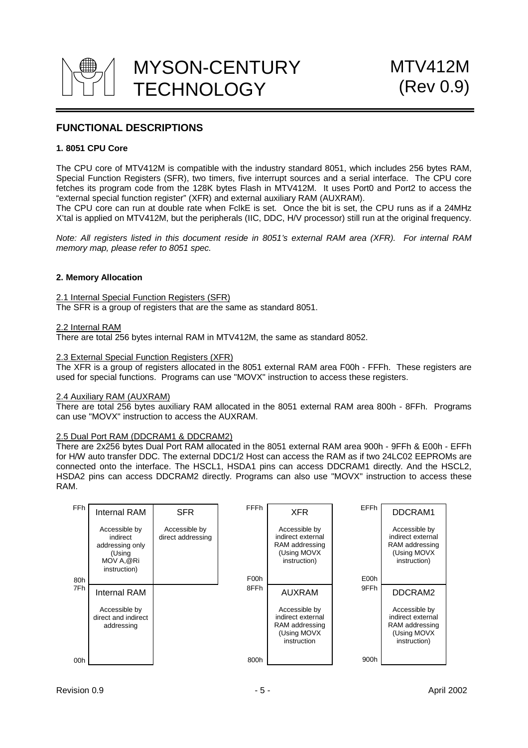## FUNCTIONAL DESCRIPTIONS

### 1. 8051 CPU Core

The CPU core of MTV412M is compatible with the industry standard 8051, which includes 256 bytes RAM, Special Function Registers (SFR), two timers, five interrupt sources and a serial interface. The CPU core fetches its program code from the 128K bytes Flash in MTV412M. It uses Port0 and Port2 to access the "external special function register" (XFR) and external auxiliary RAM (AUXRAM).

The CPU core can run at double rate when FclkE is set. Once the bit is set, the CPU runs as if a 24MHz X'tal is applied on MTV412M, but the peripherals (IIC, DDC, H/V processor) still run at the original frequency.

*Note: All registers listed in this document reside in 8051's external RAM area (XFR). For internal RAM memory map, please refer to 8051 spec.*

### 2. Memory Allocation

2.1 Internal Special Function Registers (SFR)

The SFR is a group of registers that are the same as standard 8051.

2.2 Internal RAM

There are total 256 bytes internal RAM in MTV412M, the same as standard 8052.

2.3 External Special Function Registers (XFR)

The XFR is a group of registers allocated in the 8051 external RAM area F00h - FFFh. These registers are used for special functions. Programs can use "MOVX" instruction to access these registers.

2.4 Auxiliary RAM (AUXRAM)

There are total 256 bytes auxiliary RAM allocated in the 8051 external RAM area 800h - 8FFh. Programs can use "MOVX" instruction to access the AUXRAM.

2.5 Dual Port RAM (DDCRAM1 & DDCRAM2)

There are 2x256 bytes Dual Port RAM allocated in the 8051 external RAM area 900h - 9FFh & E00h - EFFh for H/W auto transfer DDC. The external DDC1/2 Host can access the RAM as if two 24LC02 EEPROMs are connected onto the interface. The HSCL1, HSDA1 pins can access DDCRAM1 directly. And the HSCL2, HSDA2 pins can access DDCRAM2 directly. Programs can also use "MOVX" instruction to access these RAM.

| Address | Internal RAM | SFR |
|---|---|---|
| FFh – 80h | Internal RAM: Accessible by indirect addressing only (Using MOV A,@Ri instruction) | SFR: Accessible by direct addressing |
| 7Fh – 00h | Internal RAM: Accessible by direct and indirect addressing | |

| Address | Area |
|---|---|
| FFFh – F00h | XFR: Accessible by indirect external RAM addressing (Using MOVX instruction) |
| 8FFh – 800h | AUXRAM: Accessible by indirect external RAM addressing (Using MOVX instruction |

| Address | Area |
|---|---|
| EFFh – E00h | DDCRAM1: Accessible by indirect external RAM addressing (Using MOVX instruction) |
| 9FFh – 900h | DDCRAM2: Accessible by indirect external RAM addressing (Using MOVX instruction) |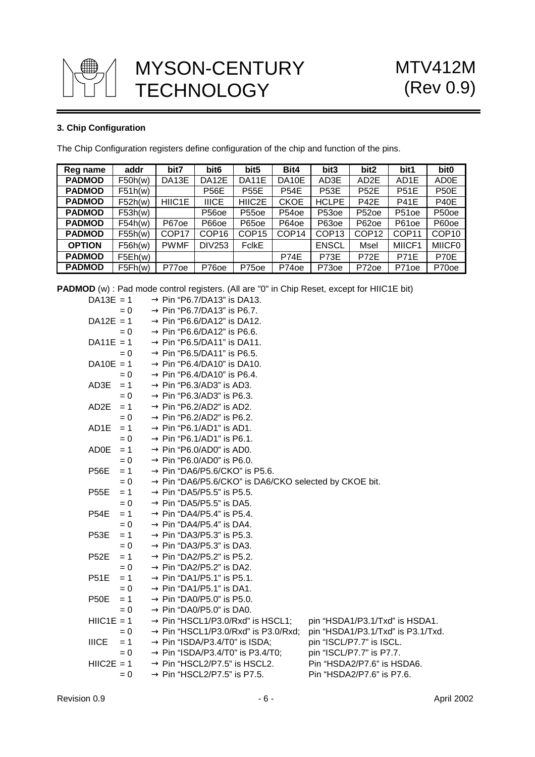### 3. Chip Configuration

The Chip Configuration registers define configuration of the chip and function of the pins.

| Reg name | addr | bit7 | bit6 | bit5 | Bit4 | bit3 | bit2 | bit1 | bit0 |
|---|---|---|---|---|---|---|---|---|---|
| **PADMOD** | F50h(w) | DA13E | DA12E | DA11E | DA10E | AD3E | AD2E | AD1E | AD0E |
| **PADMOD** | F51h(w) | | P56E | P55E | P54E | P53E | P52E | P51E | P50E |
| **PADMOD** | F52h(w) | HIIC1E | IIICE | HIIC2E | CKOE | HCLPE | P42E | P41E | P40E |
| **PADMOD** | F53h(w) | | P56oe | P55oe | P54oe | P53oe | P52oe | P51oe | P50oe |
| **PADMOD** | F54h(w) | P67oe | P66oe | P65oe | P64oe | P63oe | P62oe | P61oe | P60oe |
| **PADMOD** | F55h(w) | COP17 | COP16 | COP15 | COP14 | COP13 | COP12 | COP11 | COP10 |
| **OPTION** | F56h(w) | PWMF | DIV253 | FclkE | | ENSCL | Msel | MIICF1 | MIICF0 |
| **PADMOD** | F5Eh(w) | | | | P74E | P73E | P72E | P71E | P70E |
| **PADMOD** | F5Fh(w) | P77oe | P76oe | P75oe | P74oe | P73oe | P72oe | P71oe | P70oe |

**PADMOD** (w) : Pad mode control registers. (All are "0" in Chip Reset, except for HIIC1E bit)

- DA13E = 1 → Pin "P6.7/DA13" is DA13.
  - = 0 → Pin "P6.7/DA13" is P6.7.
- DA12E = 1 → Pin "P6.6/DA12" is DA12.
  - = 0 → Pin "P6.6/DA12" is P6.6.
- DA11E = 1 → Pin "P6.5/DA11" is DA11.
  - = 0 → Pin "P6.5/DA11" is P6.5.
- DA10E = 1 → Pin "P6.4/DA10" is DA10.
  - = 0 → Pin "P6.4/DA10" is P6.4.
- AD3E = 1 → Pin "P6.3/AD3" is AD3.
  - = 0 → Pin "P6.3/AD3" is P6.3.
- AD2E = 1 → Pin "P6.2/AD2" is AD2.
  - = 0 → Pin "P6.2/AD2" is P6.2.
- AD1E = 1 → Pin "P6.1/AD1" is AD1.
  - = 0 → Pin "P6.1/AD1" is P6.1.
- AD0E = 1 → Pin "P6.0/AD0" is AD0.
  - = 0 → Pin "P6.0/AD0" is P6.0.
- P56E = 1 → Pin "DA6/P5.6/CKO" is P5.6.
  - = 0 → Pin "DA6/P5.6/CKO" is DA6/CKO selected by CKOE bit.
- P55E = 1 → Pin "DA5/P5.5" is P5.5.
  - = 0 → Pin "DA5/P5.5" is DA5.
- P54E = 1 → Pin "DA4/P5.4" is P5.4.
  - = 0 → Pin "DA4/P5.4" is DA4.
- P53E = 1 → Pin "DA3/P5.3" is P5.3.
  - = 0 → Pin "DA3/P5.3" is DA3.
- P52E = 1 → Pin "DA2/P5.2" is P5.2.
  - = 0 → Pin "DA2/P5.2" is DA2.
- P51E = 1 → Pin "DA1/P5.1" is P5.1.
  - = 0 → Pin "DA1/P5.1" is DA1.
- P50E = 1 → Pin "DA0/P5.0" is P5.0.
  - = 0 → Pin "DA0/P5.0" is DA0.
- HIIC1E = 1 → Pin "HSCL1/P3.0/Rxd" is HSCL1; pin "HSDA1/P3.1/Txd" is HSDA1.
  - = 0 → Pin "HSCL1/P3.0/Rxd" is P3.0/Rxd; pin "HSDA1/P3.1/Txd" is P3.1/Txd.
- IIICE = 1 → Pin "ISDA/P3.4/T0" is ISDA; pin "ISCL/P7.7" is ISCL.
  - = 0 → Pin "ISDA/P3.4/T0" is P3.4/T0; pin "ISCL/P7.7" is P7.7.
- HIIC2E = 1 → Pin "HSCL2/P7.5" is HSCL2. Pin "HSDA2/P7.6" is HSDA6.
  - = 0 → Pin "HSCL2/P7.5" is P7.5. Pin "HSDA2/P7.6" is P7.6.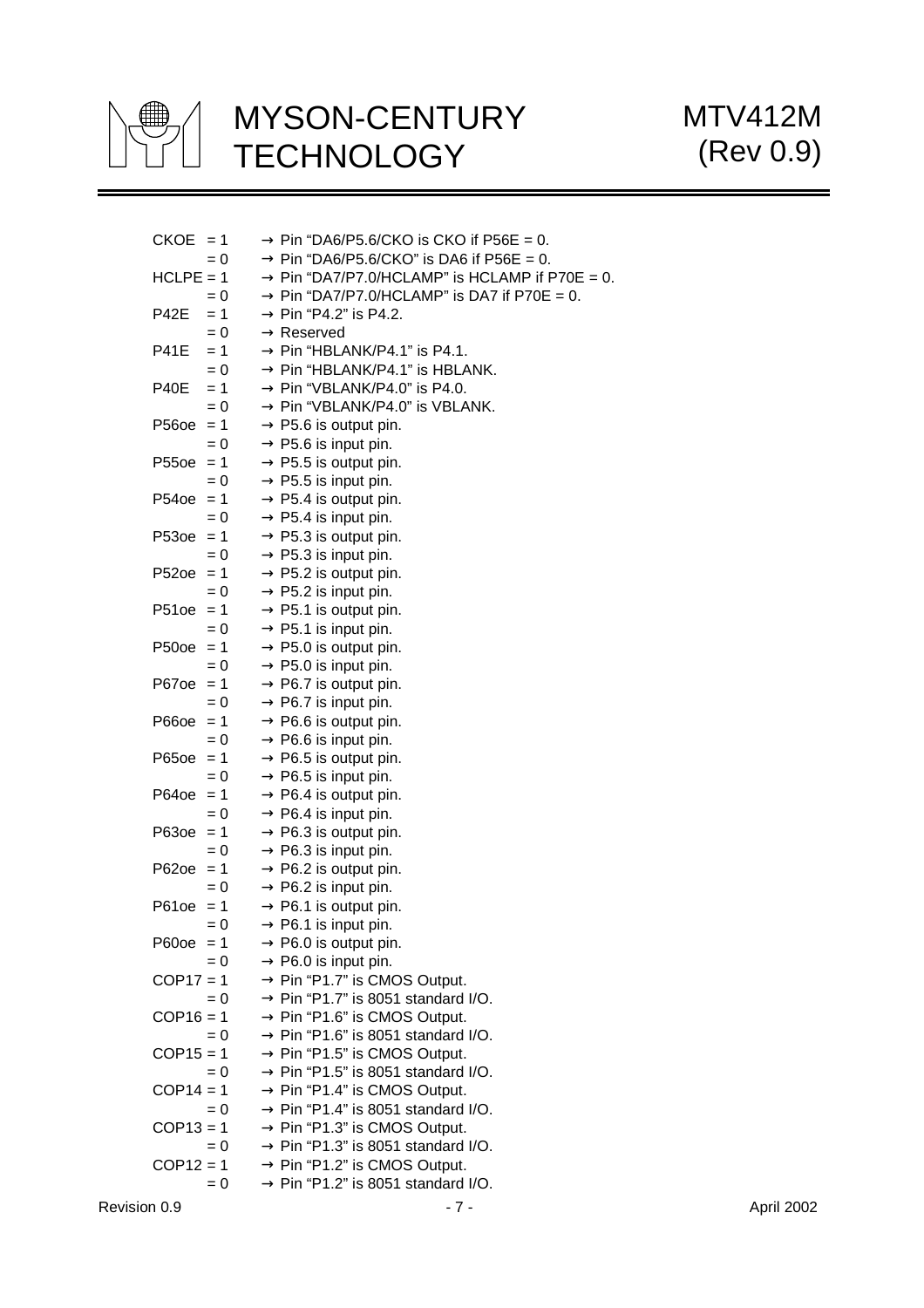CKOE = 1 → Pin "DA6/P5.6/CKO is CKO if P56E = 0.
= 0 → Pin "DA6/P5.6/CKO" is DA6 if P56E = 0.
HCLPE = 1 → Pin "DA7/P7.0/HCLAMP" is HCLAMP if P70E = 0.
= 0 → Pin "DA7/P7.0/HCLAMP" is DA7 if P70E = 0.
P42E = 1 → Pin "P4.2" is P4.2.
= 0 → Reserved
P41E = 1 → Pin "HBLANK/P4.1" is P4.1.
= 0 → Pin "HBLANK/P4.1" is HBLANK.
P40E = 1 → Pin "VBLANK/P4.0" is P4.0.
= 0 → Pin "VBLANK/P4.0" is VBLANK.
P56oe = 1 → P5.6 is output pin.
= 0 → P5.6 is input pin.
P55oe = 1 → P5.5 is output pin.
= 0 → P5.5 is input pin.
P54oe = 1 → P5.4 is output pin.
= 0 → P5.4 is input pin.
P53oe = 1 → P5.3 is output pin.
= 0 → P5.3 is input pin.
P52oe = 1 → P5.2 is output pin.
= 0 → P5.2 is input pin.
P51oe = 1 → P5.1 is output pin.
= 0 → P5.1 is input pin.
P50oe = 1 → P5.0 is output pin.
= 0 → P5.0 is input pin.
P67oe = 1 → P6.7 is output pin.
= 0 → P6.7 is input pin.
P66oe = 1 → P6.6 is output pin.
= 0 → P6.6 is input pin.
P65oe = 1 → P6.5 is output pin.
= 0 → P6.5 is input pin.
P64oe = 1 → P6.4 is output pin.
= 0 → P6.4 is input pin.
P63oe = 1 → P6.3 is output pin.
= 0 → P6.3 is input pin.
P62oe = 1 → P6.2 is output pin.
= 0 → P6.2 is input pin.
P61oe = 1 → P6.1 is output pin.
= 0 → P6.1 is input pin.
P60oe = 1 → P6.0 is output pin.
= 0 → P6.0 is input pin.
COP17 = 1 → Pin "P1.7" is CMOS Output.
= 0 → Pin "P1.7" is 8051 standard I/O.
COP16 = 1 → Pin "P1.6" is CMOS Output.
= 0 → Pin "P1.6" is 8051 standard I/O.
COP15 = 1 → Pin "P1.5" is CMOS Output.
= 0 → Pin "P1.5" is 8051 standard I/O.
COP14 = 1 → Pin "P1.4" is CMOS Output.
= 0 → Pin "P1.4" is 8051 standard I/O.
COP13 = 1 → Pin "P1.3" is CMOS Output.
= 0 → Pin "P1.3" is 8051 standard I/O.
COP12 = 1 → Pin "P1.2" is CMOS Output.
= 0 → Pin "P1.2" is 8051 standard I/O.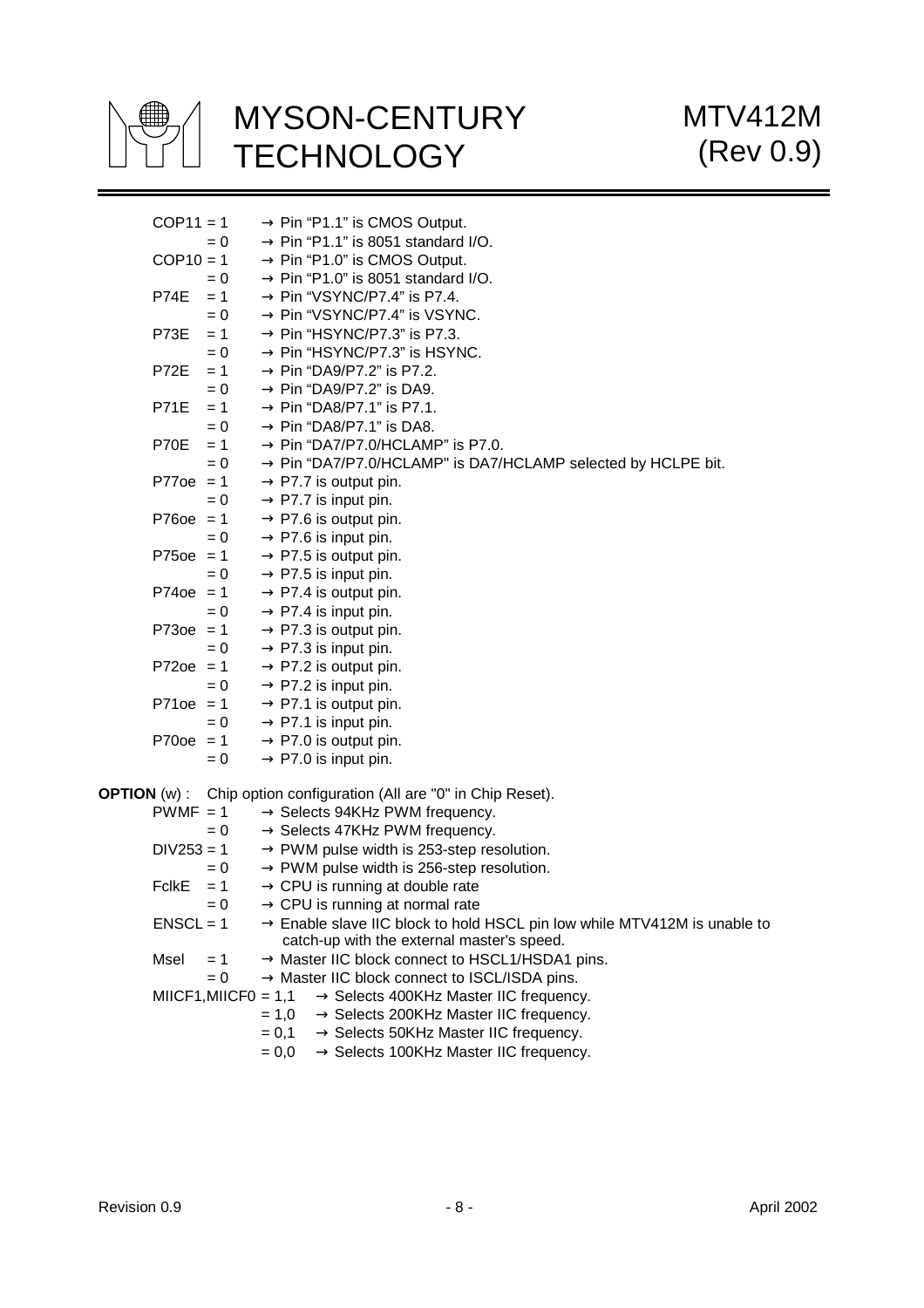COP11 = 1 → Pin "P1.1" is CMOS Output.
= 0 → Pin "P1.1" is 8051 standard I/O.
COP10 = 1 → Pin "P1.0" is CMOS Output.
= 0 → Pin "P1.0" is 8051 standard I/O.
P74E = 1 → Pin "VSYNC/P7.4" is P7.4.
= 0 → Pin "VSYNC/P7.4" is VSYNC.
P73E = 1 → Pin "HSYNC/P7.3" is P7.3.
= 0 → Pin "HSYNC/P7.3" is HSYNC.
P72E = 1 → Pin "DA9/P7.2" is P7.2.
= 0 → Pin "DA9/P7.2" is DA9.
P71E = 1 → Pin "DA8/P7.1" is P7.1.
= 0 → Pin "DA8/P7.1" is DA8.
P70E = 1 → Pin "DA7/P7.0/HCLAMP" is P7.0.
= 0 → Pin "DA7/P7.0/HCLAMP" is DA7/HCLAMP selected by HCLPE bit.
P77oe = 1 → P7.7 is output pin.
= 0 → P7.7 is input pin.
P76oe = 1 → P7.6 is output pin.
= 0 → P7.6 is input pin.
P75oe = 1 → P7.5 is output pin.
= 0 → P7.5 is input pin.
P74oe = 1 → P7.4 is output pin.
= 0 → P7.4 is input pin.
P73oe = 1 → P7.3 is output pin.
= 0 → P7.3 is input pin.
P72oe = 1 → P7.2 is output pin.
= 0 → P7.2 is input pin.
P71oe = 1 → P7.1 is output pin.
= 0 → P7.1 is input pin.
P70oe = 1 → P7.0 is output pin.
= 0 → P7.0 is input pin.

**OPTION** (w) : Chip option configuration (All are "0" in Chip Reset).
PWMF = 1 → Selects 94KHz PWM frequency.
= 0 → Selects 47KHz PWM frequency.
DIV253 = 1 → PWM pulse width is 253-step resolution.
= 0 → PWM pulse width is 256-step resolution.
FclkE = 1 → CPU is running at double rate
= 0 → CPU is running at normal rate
ENSCL = 1 → Enable slave IIC block to hold HSCL pin low while MTV412M is unable to catch-up with the external master's speed.
Msel = 1 → Master IIC block connect to HSCL1/HSDA1 pins.
= 0 → Master IIC block connect to ISCL/ISDA pins.
MIICF1,MIICF0 = 1,1 → Selects 400KHz Master IIC frequency.
= 1,0 → Selects 200KHz Master IIC frequency.
= 0,1 → Selects 50KHz Master IIC frequency.
= 0,0 → Selects 100KHz Master IIC frequency.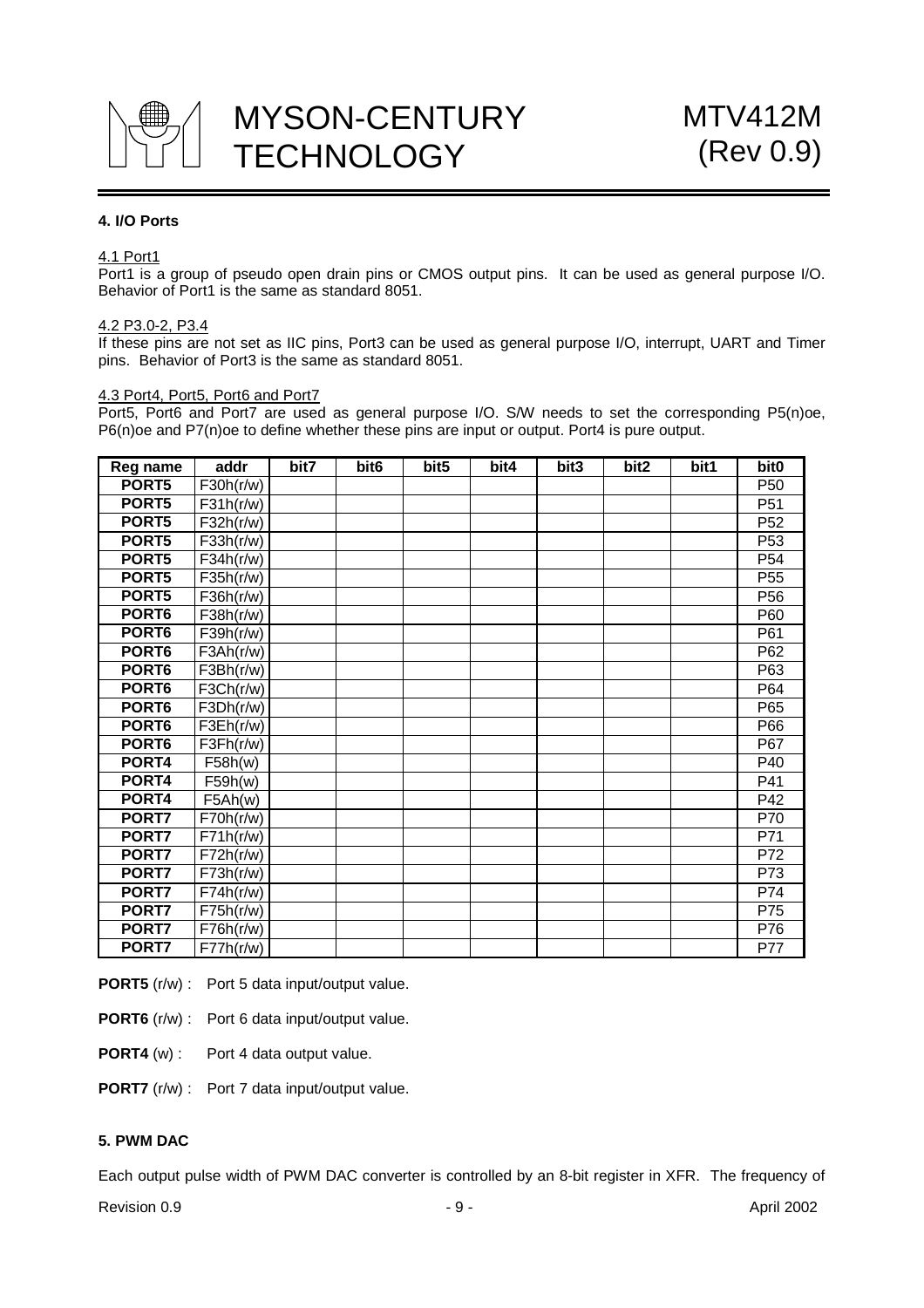## 4. I/O Ports

### 4.1 Port1

Port1 is a group of pseudo open drain pins or CMOS output pins. It can be used as general purpose I/O. Behavior of Port1 is the same as standard 8051.

### 4.2 P3.0-2, P3.4

If these pins are not set as IIC pins, Port3 can be used as general purpose I/O, interrupt, UART and Timer pins. Behavior of Port3 is the same as standard 8051.

### 4.3 Port4, Port5, Port6 and Port7

Port5, Port6 and Port7 are used as general purpose I/O. S/W needs to set the corresponding P5(n)oe, P6(n)oe and P7(n)oe to define whether these pins are input or output. Port4 is pure output.

| Reg name | addr | bit7 | bit6 | bit5 | bit4 | bit3 | bit2 | bit1 | bit0 |
|---|---|---|---|---|---|---|---|---|---|
| PORT5 | F30h(r/w) | | | | | | | | P50 |
| PORT5 | F31h(r/w) | | | | | | | | P51 |
| PORT5 | F32h(r/w) | | | | | | | | P52 |
| PORT5 | F33h(r/w) | | | | | | | | P53 |
| PORT5 | F34h(r/w) | | | | | | | | P54 |
| PORT5 | F35h(r/w) | | | | | | | | P55 |
| PORT5 | F36h(r/w) | | | | | | | | P56 |
| PORT6 | F38h(r/w) | | | | | | | | P60 |
| PORT6 | F39h(r/w) | | | | | | | | P61 |
| PORT6 | F3Ah(r/w) | | | | | | | | P62 |
| PORT6 | F3Bh(r/w) | | | | | | | | P63 |
| PORT6 | F3Ch(r/w) | | | | | | | | P64 |
| PORT6 | F3Dh(r/w) | | | | | | | | P65 |
| PORT6 | F3Eh(r/w) | | | | | | | | P66 |
| PORT6 | F3Fh(r/w) | | | | | | | | P67 |
| PORT4 | F58h(w) | | | | | | | | P40 |
| PORT4 | F59h(w) | | | | | | | | P41 |
| PORT4 | F5Ah(w) | | | | | | | | P42 |
| PORT7 | F70h(r/w) | | | | | | | | P70 |
| PORT7 | F71h(r/w) | | | | | | | | P71 |
| PORT7 | F72h(r/w) | | | | | | | | P72 |
| PORT7 | F73h(r/w) | | | | | | | | P73 |
| PORT7 | F74h(r/w) | | | | | | | | P74 |
| PORT7 | F75h(r/w) | | | | | | | | P75 |
| PORT7 | F76h(r/w) | | | | | | | | P76 |
| PORT7 | F77h(r/w) | | | | | | | | P77 |

**PORT5** (r/w) : Port 5 data input/output value.

**PORT6** (r/w) : Port 6 data input/output value.

**PORT4** (w) : Port 4 data output value.

**PORT7** (r/w) : Port 7 data input/output value.

## 5. PWM DAC

Each output pulse width of PWM DAC converter is controlled by an 8-bit register in XFR. The frequency of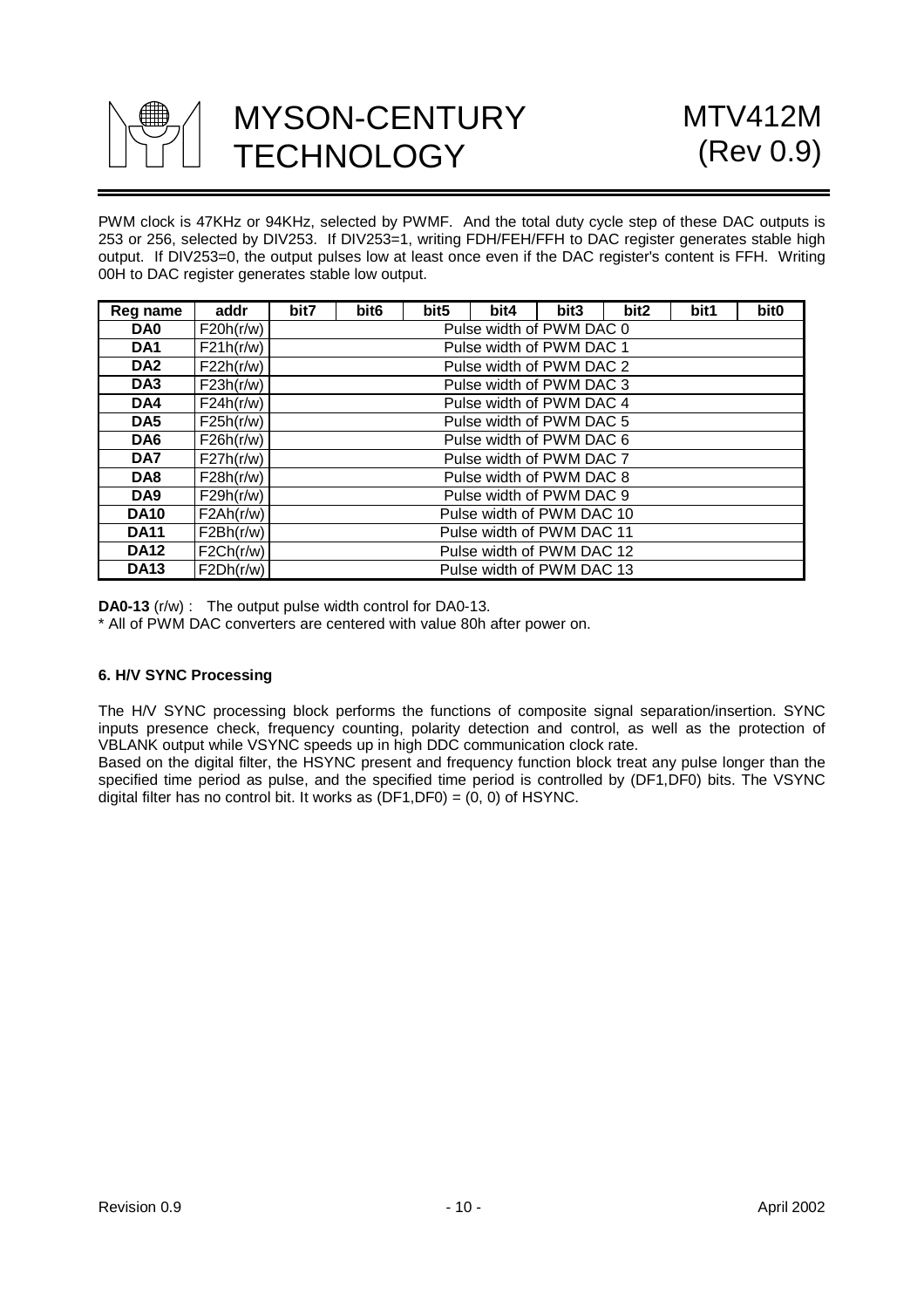PWM clock is 47KHz or 94KHz, selected by PWMF. And the total duty cycle step of these DAC outputs is 253 or 256, selected by DIV253. If DIV253=1, writing FDH/FEH/FFH to DAC register generates stable high output. If DIV253=0, the output pulses low at least once even if the DAC register's content is FFH. Writing 00H to DAC register generates stable low output.

| Reg name | addr | bit7 | bit6 | bit5 | bit4 | bit3 | bit2 | bit1 | bit0 |
|---|---|---|---|---|---|---|---|---|---|
| **DA0** | F20h(r/w) | Pulse width of PWM DAC 0 | | | | | | | |
| **DA1** | F21h(r/w) | Pulse width of PWM DAC 1 | | | | | | | |
| **DA2** | F22h(r/w) | Pulse width of PWM DAC 2 | | | | | | | |
| **DA3** | F23h(r/w) | Pulse width of PWM DAC 3 | | | | | | | |
| **DA4** | F24h(r/w) | Pulse width of PWM DAC 4 | | | | | | | |
| **DA5** | F25h(r/w) | Pulse width of PWM DAC 5 | | | | | | | |
| **DA6** | F26h(r/w) | Pulse width of PWM DAC 6 | | | | | | | |
| **DA7** | F27h(r/w) | Pulse width of PWM DAC 7 | | | | | | | |
| **DA8** | F28h(r/w) | Pulse width of PWM DAC 8 | | | | | | | |
| **DA9** | F29h(r/w) | Pulse width of PWM DAC 9 | | | | | | | |
| **DA10** | F2Ah(r/w) | Pulse width of PWM DAC 10 | | | | | | | |
| **DA11** | F2Bh(r/w) | Pulse width of PWM DAC 11 | | | | | | | |
| **DA12** | F2Ch(r/w) | Pulse width of PWM DAC 12 | | | | | | | |
| **DA13** | F2Dh(r/w) | Pulse width of PWM DAC 13 | | | | | | | |

**DA0-13** (r/w) : The output pulse width control for DA0-13.

* All of PWM DAC converters are centered with value 80h after power on.

### 6. H/V SYNC Processing

The H/V SYNC processing block performs the functions of composite signal separation/insertion. SYNC inputs presence check, frequency counting, polarity detection and control, as well as the protection of VBLANK output while VSYNC speeds up in high DDC communication clock rate.

Based on the digital filter, the HSYNC present and frequency function block treat any pulse longer than the specified time period as pulse, and the specified time period is controlled by (DF1,DF0) bits. The VSYNC digital filter has no control bit. It works as (DF1,DF0) = (0, 0) of HSYNC.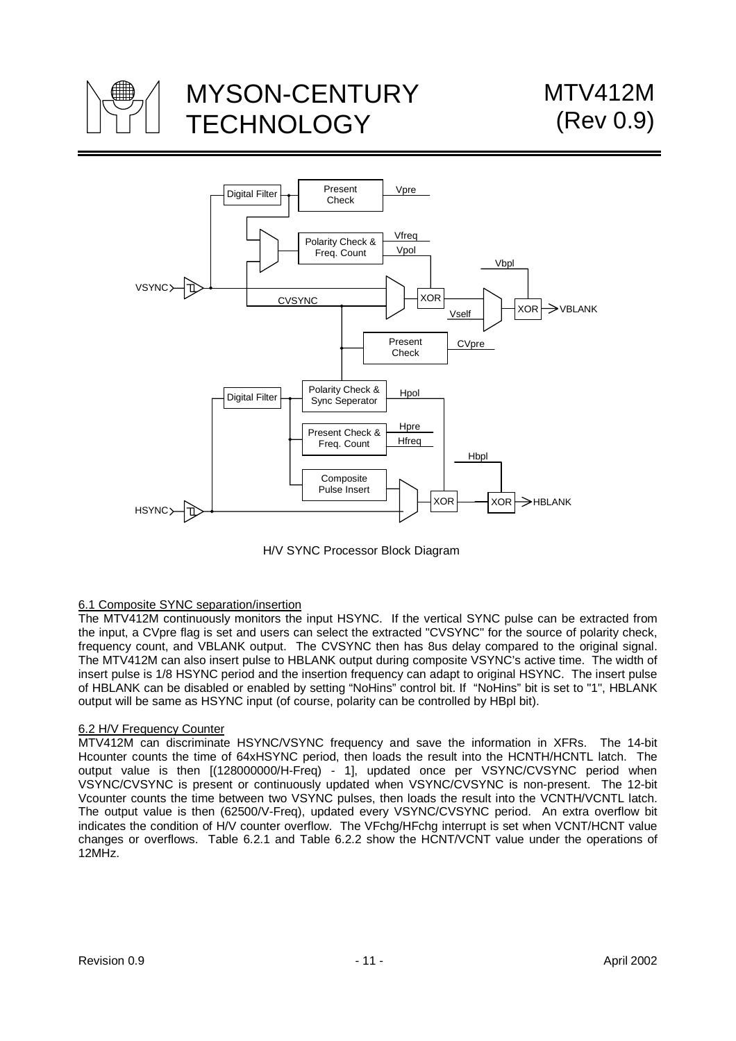H/V SYNC Processor Block Diagram

### 6.1 Composite SYNC separation/insertion

The MTV412M continuously monitors the input HSYNC. If the vertical SYNC pulse can be extracted from the input, a CVpre flag is set and users can select the extracted "CVSYNC" for the source of polarity check, frequency count, and VBLANK output. The CVSYNC then has 8us delay compared to the original signal. The MTV412M can also insert pulse to HBLANK output during composite VSYNC's active time. The width of insert pulse is 1/8 HSYNC period and the insertion frequency can adapt to original HSYNC. The insert pulse of HBLANK can be disabled or enabled by setting "NoHins" control bit. If "NoHins" bit is set to "1", HBLANK output will be same as HSYNC input (of course, polarity can be controlled by HBpl bit).

### 6.2 H/V Frequency Counter

MTV412M can discriminate HSYNC/VSYNC frequency and save the information in XFRs. The 14-bit Hcounter counts the time of 64xHSYNC period, then loads the result into the HCNTH/HCNTL latch. The output value is then [(128000000/H-Freq) - 1], updated once per VSYNC/CVSYNC period when VSYNC/CVSYNC is present or continuously updated when VSYNC/CVSYNC is non-present. The 12-bit Vcounter counts the time between two VSYNC pulses, then loads the result into the VCNTH/VCNTL latch. The output value is then (62500/V-Freq), updated every VSYNC/CVSYNC period. An extra overflow bit indicates the condition of H/V counter overflow. The VFchg/HFchg interrupt is set when VCNT/HCNT value changes or overflows. Table 6.2.1 and Table 6.2.2 show the HCNT/VCNT value under the operations of 12MHz.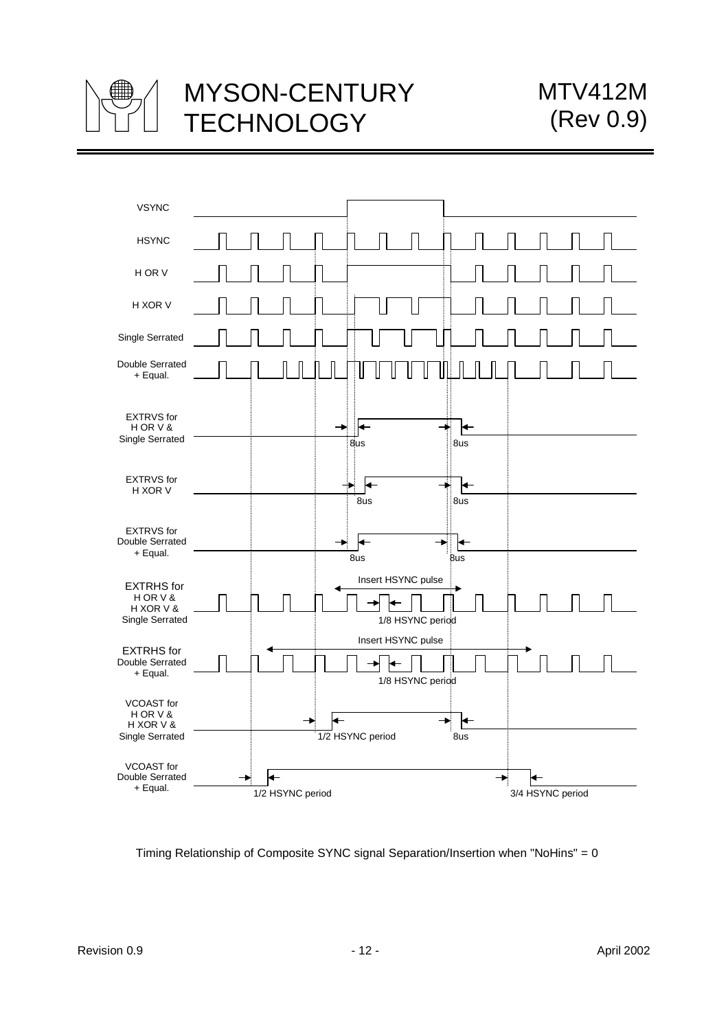Timing Relationship of Composite SYNC signal Separation/Insertion when "NoHins" = 0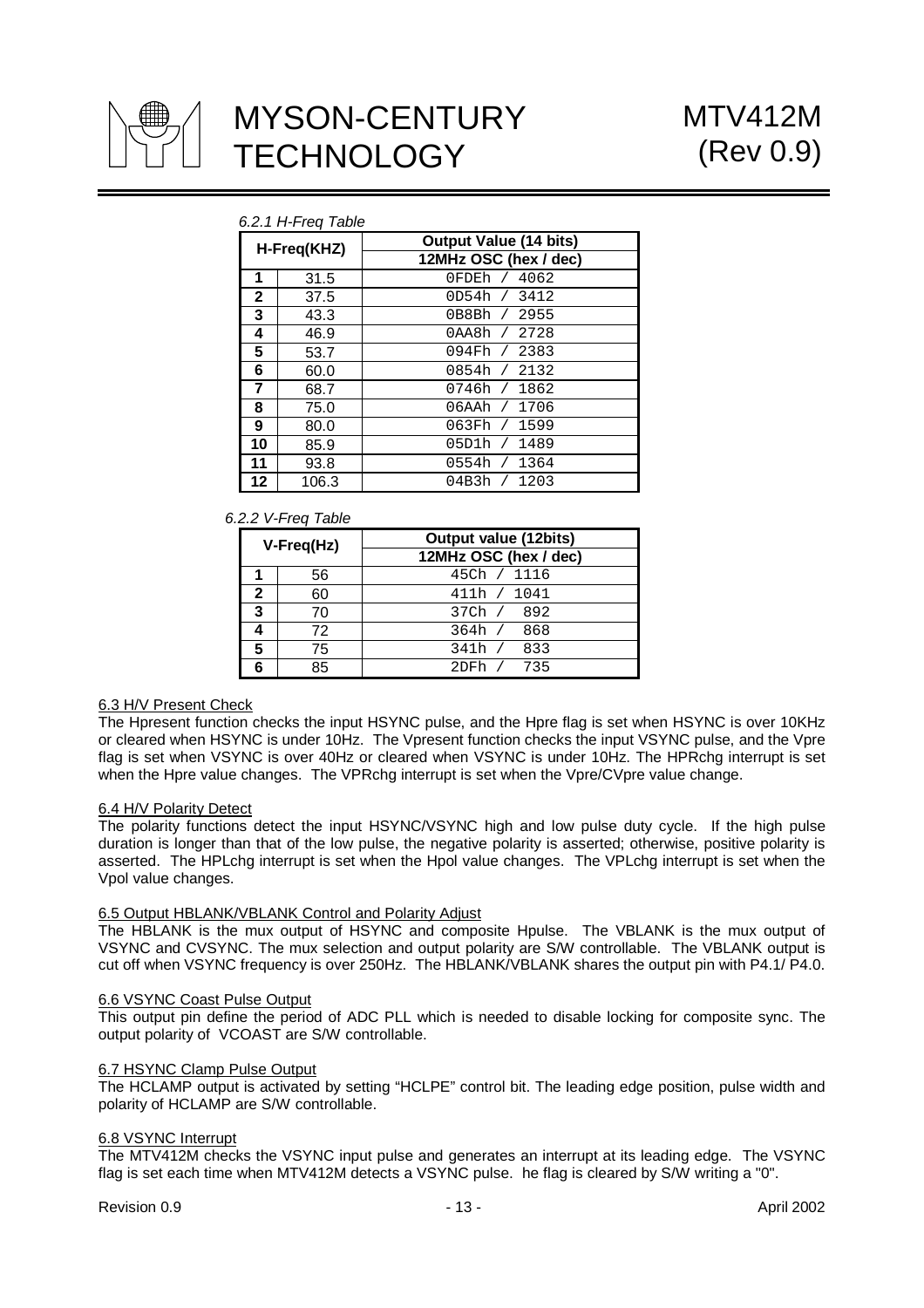*6.2.1 H-Freq Table*

| H-Freq(KHZ) | | Output Value (14 bits) |
|---|---|---|
| | | 12MHz OSC (hex / dec) |
| **1** | 31.5 | 0FDEh / 4062 |
| **2** | 37.5 | 0D54h / 3412 |
| **3** | 43.3 | 0B8Bh / 2955 |
| **4** | 46.9 | 0AA8h / 2728 |
| **5** | 53.7 | 094Fh / 2383 |
| **6** | 60.0 | 0854h / 2132 |
| **7** | 68.7 | 0746h / 1862 |
| **8** | 75.0 | 06AAh / 1706 |
| **9** | 80.0 | 063Fh / 1599 |
| **10** | 85.9 | 05D1h / 1489 |
| **11** | 93.8 | 0554h / 1364 |
| **12** | 106.3 | 04B3h / 1203 |

*6.2.2 V-Freq Table*

| V-Freq(Hz) | | Output value (12bits) |
|---|---|---|
| | | 12MHz OSC (hex / dec) |
| **1** | 56 | 45Ch / 1116 |
| **2** | 60 | 411h / 1041 |
| **3** | 70 | 37Ch / 892 |
| **4** | 72 | 364h / 868 |
| **5** | 75 | 341h / 833 |
| **6** | 85 | 2DFh / 735 |

### 6.3 H/V Present Check

The Hpresent function checks the input HSYNC pulse, and the Hpre flag is set when HSYNC is over 10KHz or cleared when HSYNC is under 10Hz. The Vpresent function checks the input VSYNC pulse, and the Vpre flag is set when VSYNC is over 40Hz or cleared when VSYNC is under 10Hz. The HPRchg interrupt is set when the Hpre value changes. The VPRchg interrupt is set when the Vpre/CVpre value change.

### 6.4 H/V Polarity Detect

The polarity functions detect the input HSYNC/VSYNC high and low pulse duty cycle. If the high pulse duration is longer than that of the low pulse, the negative polarity is asserted; otherwise, positive polarity is asserted. The HPLchg interrupt is set when the Hpol value changes. The VPLchg interrupt is set when the Vpol value changes.

### 6.5 Output HBLANK/VBLANK Control and Polarity Adjust

The HBLANK is the mux output of HSYNC and composite Hpulse. The VBLANK is the mux output of VSYNC and CVSYNC. The mux selection and output polarity are S/W controllable. The VBLANK output is cut off when VSYNC frequency is over 250Hz. The HBLANK/VBLANK shares the output pin with P4.1/ P4.0.

### 6.6 VSYNC Coast Pulse Output

This output pin define the period of ADC PLL which is needed to disable locking for composite sync. The output polarity of VCOAST are S/W controllable.

### 6.7 HSYNC Clamp Pulse Output

The HCLAMP output is activated by setting "HCLPE" control bit. The leading edge position, pulse width and polarity of HCLAMP are S/W controllable.

### 6.8 VSYNC Interrupt

The MTV412M checks the VSYNC input pulse and generates an interrupt at its leading edge. The VSYNC flag is set each time when MTV412M detects a VSYNC pulse. he flag is cleared by S/W writing a "0".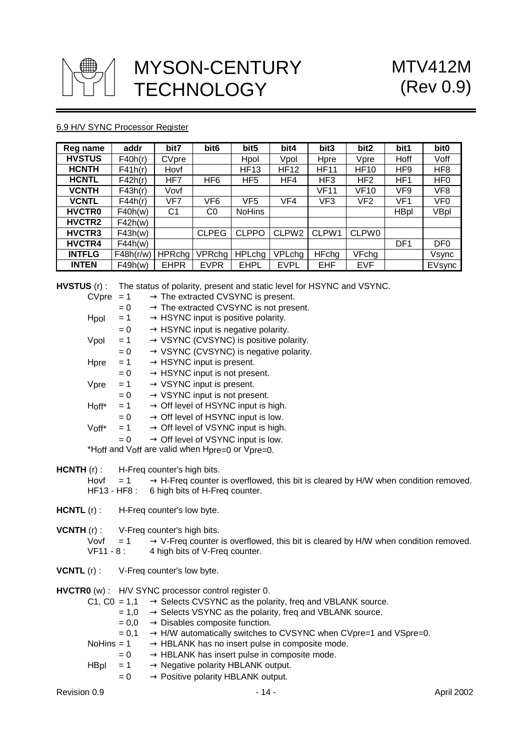6.9 H/V SYNC Processor Register

| Reg name | addr | bit7 | bit6 | bit5 | bit4 | bit3 | bit2 | bit1 | bit0 |
|---|---|---|---|---|---|---|---|---|---|
| **HVSTUS** | F40h(r) | CVpre | | Hpol | Vpol | Hpre | Vpre | Hoff | Voff |
| **HCNTH** | F41h(r) | Hovf | | HF13 | HF12 | HF11 | HF10 | HF9 | HF8 |
| **HCNTL** | F42h(r) | HF7 | HF6 | HF5 | HF4 | HF3 | HF2 | HF1 | HF0 |
| **VCNTH** | F43h(r) | Vovf | | | | VF11 | VF10 | VF9 | VF8 |
| **VCNTL** | F44h(r) | VF7 | VF6 | VF5 | VF4 | VF3 | VF2 | VF1 | VF0 |
| **HVCTR0** | F40h(w) | C1 | C0 | NoHins | | | | HBpl | VBpl |
| **HVCTR2** | F42h(w) | | | | | | | | |
| **HVCTR3** | F43h(w) | | CLPEG | CLPPO | CLPW2 | CLPW1 | CLPW0 | | |
| **HVCTR4** | F44h(w) | | | | | | | DF1 | DF0 |
| **INTFLG** | F48h(r/w) | HPRchg | VPRchg | HPLchg | VPLchg | HFchg | VFchg | | Vsync |
| **INTEN** | F49h(w) | EHPR | EVPR | EHPL | EVPL | EHF | EVF | | EVsync |

**HVSTUS** (r) : The status of polarity, present and static level for HSYNC and VSYNC.

- CVpre = 1 → The extracted CVSYNC is present.
  - = 0 → The extracted CVSYNC is not present.
- Hpol = 1 → HSYNC input is positive polarity.
  - = 0 → HSYNC input is negative polarity.
- Vpol = 1 → VSYNC (CVSYNC) is positive polarity.
  - = 0 → VSYNC (CVSYNC) is negative polarity.
- Hpre = 1 → HSYNC input is present.
  - = 0 → HSYNC input is not present.
- Vpre = 1 → VSYNC input is present.
  - = 0 → VSYNC input is not present.
- Hoff* = 1 → Off level of HSYNC input is high.
  - = 0 → Off level of HSYNC input is low.
- Voff* = 1 → Off level of VSYNC input is high.
  - = 0 → Off level of VSYNC input is low.

*Hoff and Voff are valid when Hpre=0 or Vpre=0.

**HCNTH** (r) : H-Freq counter's high bits.

- Hovf = 1 → H-Freq counter is overflowed, this bit is cleared by H/W when condition removed.
- HF13 - HF8 : 6 high bits of H-Freq counter.

**HCNTL** (r) : H-Freq counter's low byte.

**VCNTH** (r) : V-Freq counter's high bits.

- Vovf = 1 → V-Freq counter is overflowed, this bit is cleared by H/W when condition removed.
- VF11 - 8 : 4 high bits of V-Freq counter.

**VCNTL** (r) : V-Freq counter's low byte.

**HVCTR0** (w) : H/V SYNC processor control register 0.

- C1, C0 = 1,1 → Selects CVSYNC as the polarity, freq and VBLANK source.
  - = 1,0 → Selects VSYNC as the polarity, freq and VBLANK source.
  - = 0,0 → Disables composite function.
  - = 0,1 → H/W automatically switches to CVSYNC when CVpre=1 and VSpre=0.
- NoHins = 1 → HBLANK has no insert pulse in composite mode.
  - = 0 → HBLANK has insert pulse in composite mode.
- HBpl = 1 → Negative polarity HBLANK output.
  - = 0 → Positive polarity HBLANK output.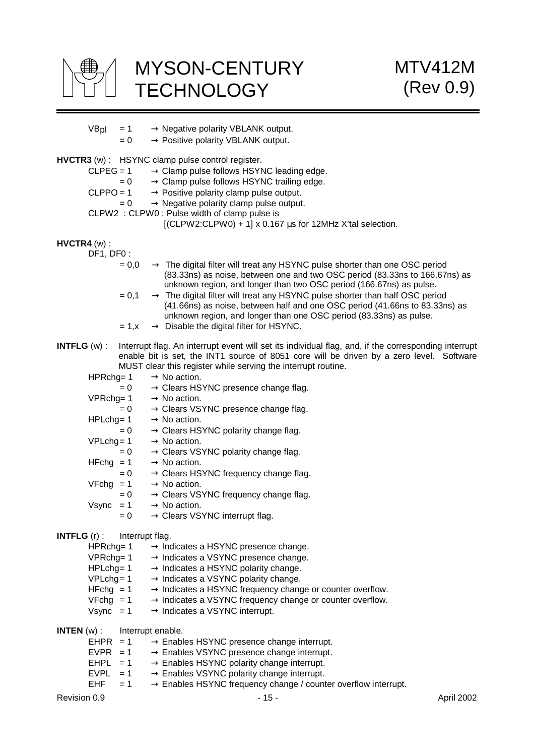VBpl = 1 → Negative polarity VBLANK output.
= 0 → Positive polarity VBLANK output.

**HVCTR3** (w) : HSYNC clamp pulse control register.

CLPEG = 1 → Clamp pulse follows HSYNC leading edge.
= 0 → Clamp pulse follows HSYNC trailing edge.
CLPPO = 1 → Positive polarity clamp pulse output.
= 0 → Negative polarity clamp pulse output.
CLPW2 : CLPW0 : Pulse width of clamp pulse is
[(CLPW2:CLPW0) + 1] x 0.167 µs for 12MHz X'tal selection.

**HVCTR4** (w) :

DF1, DF0 :
= 0,0 → The digital filter will treat any HSYNC pulse shorter than one OSC period (83.33ns) as noise, between one and two OSC period (83.33ns to 166.67ns) as unknown region, and longer than two OSC period (166.67ns) as pulse.
= 0,1 → The digital filter will treat any HSYNC pulse shorter than half OSC period (41.66ns) as noise, between half and one OSC period (41.66ns to 83.33ns) as unknown region, and longer than one OSC period (83.33ns) as pulse.
= 1,x → Disable the digital filter for HSYNC.

**INTFLG** (w) : Interrupt flag. An interrupt event will set its individual flag, and, if the corresponding interrupt enable bit is set, the INT1 source of 8051 core will be driven by a zero level. Software MUST clear this register while serving the interrupt routine.

HPRchg= 1 → No action.
= 0 → Clears HSYNC presence change flag.
VPRchg= 1 → No action.
= 0 → Clears VSYNC presence change flag.
HPLchg= 1 → No action.
= 0 → Clears HSYNC polarity change flag.
VPLchg= 1 → No action.
= 0 → Clears VSYNC polarity change flag.
HFchg = 1 → No action.
= 0 → Clears HSYNC frequency change flag.
VFchg = 1 → No action.
= 0 → Clears VSYNC frequency change flag.
Vsync = 1 → No action.
= 0 → Clears VSYNC interrupt flag.

**INTFLG** (r) : Interrupt flag.

HPRchg= 1 → Indicates a HSYNC presence change.
VPRchg= 1 → Indicates a VSYNC presence change.
HPLchg= 1 → Indicates a HSYNC polarity change.
VPLchg= 1 → Indicates a VSYNC polarity change.
HFchg = 1 → Indicates a HSYNC frequency change or counter overflow.
VFchg = 1 → Indicates a VSYNC frequency change or counter overflow.
Vsync = 1 → Indicates a VSYNC interrupt.

**INTEN** (w) : Interrupt enable.

EHPR = 1 → Enables HSYNC presence change interrupt.
EVPR = 1 → Enables VSYNC presence change interrupt.
EHPL = 1 → Enables HSYNC polarity change interrupt.
EVPL = 1 → Enables VSYNC polarity change interrupt.
EHF = 1 → Enables HSYNC frequency change / counter overflow interrupt.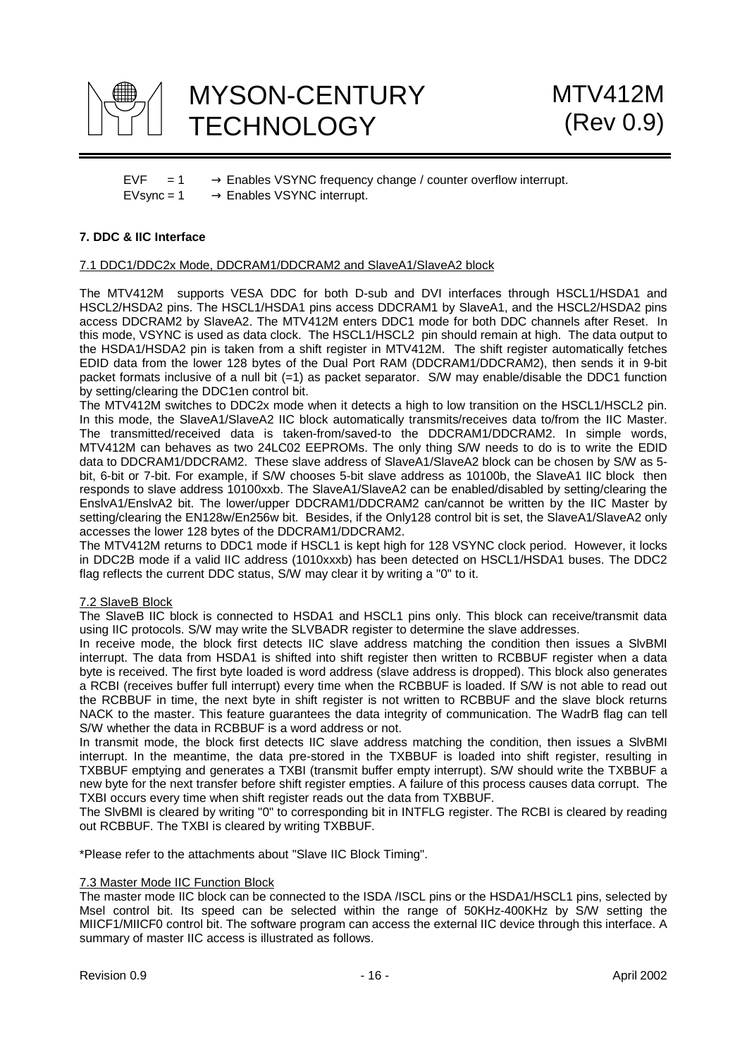EVF = 1 → Enables VSYNC frequency change / counter overflow interrupt.
EVsync = 1 → Enables VSYNC interrupt.

## 7. DDC & IIC Interface

### 7.1 DDC1/DDC2x Mode, DDCRAM1/DDCRAM2 and SlaveA1/SlaveA2 block

The MTV412M supports VESA DDC for both D-sub and DVI interfaces through HSCL1/HSDA1 and HSCL2/HSDA2 pins. The HSCL1/HSDA1 pins access DDCRAM1 by SlaveA1, and the HSCL2/HSDA2 pins access DDCRAM2 by SlaveA2. The MTV412M enters DDC1 mode for both DDC channels after Reset. In this mode, VSYNC is used as data clock. The HSCL1/HSCL2 pin should remain at high. The data output to the HSDA1/HSDA2 pin is taken from a shift register in MTV412M. The shift register automatically fetches EDID data from the lower 128 bytes of the Dual Port RAM (DDCRAM1/DDCRAM2), then sends it in 9-bit packet formats inclusive of a null bit (=1) as packet separator. S/W may enable/disable the DDC1 function by setting/clearing the DDC1en control bit.

The MTV412M switches to DDC2x mode when it detects a high to low transition on the HSCL1/HSCL2 pin. In this mode, the SlaveA1/SlaveA2 IIC block automatically transmits/receives data to/from the IIC Master. The transmitted/received data is taken-from/saved-to the DDCRAM1/DDCRAM2. In simple words, MTV412M can behaves as two 24LC02 EEPROMs. The only thing S/W needs to do is to write the EDID data to DDCRAM1/DDCRAM2. These slave address of SlaveA1/SlaveA2 block can be chosen by S/W as 5-bit, 6-bit or 7-bit. For example, if S/W chooses 5-bit slave address as 10100b, the SlaveA1 IIC block then responds to slave address 10100xxb. The SlaveA1/SlaveA2 can be enabled/disabled by setting/clearing the EnslvA1/EnslvA2 bit. The lower/upper DDCRAM1/DDCRAM2 can/cannot be written by the IIC Master by setting/clearing the EN128w/En256w bit. Besides, if the Only128 control bit is set, the SlaveA1/SlaveA2 only accesses the lower 128 bytes of the DDCRAM1/DDCRAM2.

The MTV412M returns to DDC1 mode if HSCL1 is kept high for 128 VSYNC clock period. However, it locks in DDC2B mode if a valid IIC address (1010xxxb) has been detected on HSCL1/HSDA1 buses. The DDC2 flag reflects the current DDC status, S/W may clear it by writing a "0" to it.

### 7.2 SlaveB Block

The SlaveB IIC block is connected to HSDA1 and HSCL1 pins only. This block can receive/transmit data using IIC protocols. S/W may write the SLVBADR register to determine the slave addresses.

In receive mode, the block first detects IIC slave address matching the condition then issues a SlvBMI interrupt. The data from HSDA1 is shifted into shift register then written to RCBBUF register when a data byte is received. The first byte loaded is word address (slave address is dropped). This block also generates a RCBI (receives buffer full interrupt) every time when the RCBBUF is loaded. If S/W is not able to read out the RCBBUF in time, the next byte in shift register is not written to RCBBUF and the slave block returns NACK to the master. This feature guarantees the data integrity of communication. The WadrB flag can tell S/W whether the data in RCBBUF is a word address or not.

In transmit mode, the block first detects IIC slave address matching the condition, then issues a SlvBMI interrupt. In the meantime, the data pre-stored in the TXBBUF is loaded into shift register, resulting in TXBBUF emptying and generates a TXBI (transmit buffer empty interrupt). S/W should write the TXBBUF a new byte for the next transfer before shift register empties. A failure of this process causes data corrupt. The TXBI occurs every time when shift register reads out the data from TXBBUF.

The SlvBMI is cleared by writing "0" to corresponding bit in INTFLG register. The RCBI is cleared by reading out RCBBUF. The TXBI is cleared by writing TXBBUF.

*Please refer to the attachments about "Slave IIC Block Timing".

### 7.3 Master Mode IIC Function Block

The master mode IIC block can be connected to the ISDA /ISCL pins or the HSDA1/HSCL1 pins, selected by Msel control bit. Its speed can be selected within the range of 50KHz-400KHz by S/W setting the MIICF1/MIICF0 control bit. The software program can access the external IIC device through this interface. A summary of master IIC access is illustrated as follows.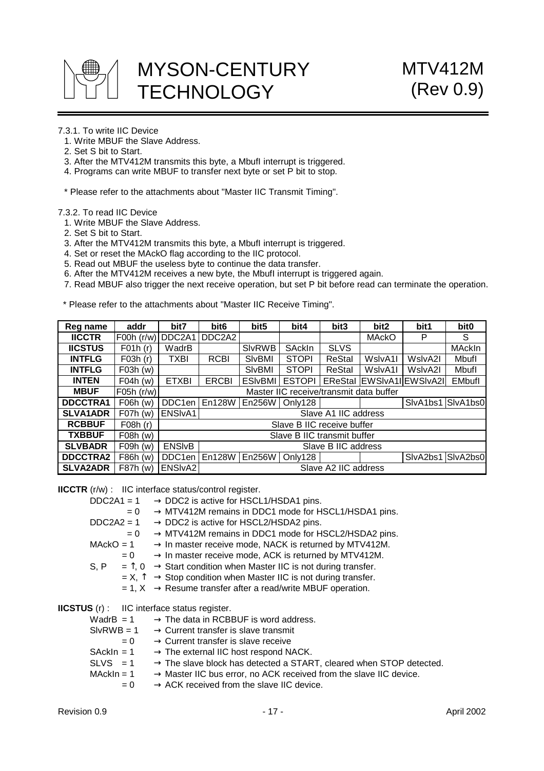7.3.1. To write IIC Device

1. Write MBUF the Slave Address.
2. Set S bit to Start.
3. After the MTV412M transmits this byte, a MbufI interrupt is triggered.
4. Programs can write MBUF to transfer next byte or set P bit to stop.

\* Please refer to the attachments about "Master IIC Transmit Timing".

7.3.2. To read IIC Device

1. Write MBUF the Slave Address.
2. Set S bit to Start.
3. After the MTV412M transmits this byte, a MbufI interrupt is triggered.
4. Set or reset the MAckO flag according to the IIC protocol.
5. Read out MBUF the useless byte to continue the data transfer.
6. After the MTV412M receives a new byte, the MbufI interrupt is triggered again.
7. Read MBUF also trigger the next receive operation, but set P bit before read can terminate the operation.

\* Please refer to the attachments about "Master IIC Receive Timing".

| Reg name | addr | bit7 | bit6 | bit5 | bit4 | bit3 | bit2 | bit1 | bit0 |
|---|---|---|---|---|---|---|---|---|---|
| **IICCTR** | F00h (r/w) | DDC2A1 | DDC2A2 | | | | MAckO | P | S |
| **IICSTUS** | F01h (r) | WadrB | | SlvRWB | SAckIn | SLVS | | | MAckIn |
| **INTFLG** | F03h (r) | TXBI | RCBI | SlvBMI | STOPI | ReStal | WslvA1I | WslvA2I | MbufI |
| **INTFLG** | F03h (w) | | | SlvBMI | STOPI | ReStal | WslvA1I | WslvA2I | MbufI |
| **INTEN** | F04h (w) | ETXBI | ERCBI | ESlvBMI | ESTOPI | EReStal | EWSlvA1I | EWSlvA2I | EMbufI |
| **MBUF** | F05h (r/w) | Master IIC receive/transmit data buffer | | | | | | | |
| **DDCCTRA1** | F06h (w) | DDC1en | En128W | En256W | Only128 | | | SlvA1bs1 | SlvA1bs0 |
| **SLVA1ADR** | F07h (w) | ENSlvA1 | Slave A1 IIC address | | | | | | |
| **RCBBUF** | F08h (r) | Slave B IIC receive buffer | | | | | | | |
| **TXBBUF** | F08h (w) | Slave B IIC transmit buffer | | | | | | | |
| **SLVBADR** | F09h (w) | ENSlvB | Slave B IIC address | | | | | | |
| **DDCCTRA2** | F86h (w) | DDC1en | En128W | En256W | Only128 | | | SlvA2bs1 | SlvA2bs0 |
| **SLVA2ADR** | F87h (w) | ENSlvA2 | Slave A2 IIC address | | | | | | |

**IICCTR** (r/w) : IIC interface status/control register.

- DDC2A1 = 1 → DDC2 is active for HSCL1/HSDA1 pins.
  - = 0 → MTV412M remains in DDC1 mode for HSCL1/HSDA1 pins.
- DDC2A2 = 1 → DDC2 is active for HSCL2/HSDA2 pins.
  - = 0 → MTV412M remains in DDC1 mode for HSCL2/HSDA2 pins.
- MAckO = 1 → In master receive mode, NACK is returned by MTV412M.
  - = 0 → In master receive mode, ACK is returned by MTV412M.
- S, P = ↑, 0 → Start condition when Master IIC is not during transfer.
  - = X, ↑ → Stop condition when Master IIC is not during transfer.
  - = 1, X → Resume transfer after a read/write MBUF operation.

**IICSTUS** (r) : IIC interface status register.

- WadrB = 1 → The data in RCBBUF is word address.
- SlvRWB = 1 → Current transfer is slave transmit
  - = 0 → Current transfer is slave receive
- SAckIn = 1 → The external IIC host respond NACK.
- SLVS = 1 → The slave block has detected a START, cleared when STOP detected.
- MAckIn = 1 → Master IIC bus error, no ACK received from the slave IIC device.
  - = 0 → ACK received from the slave IIC device.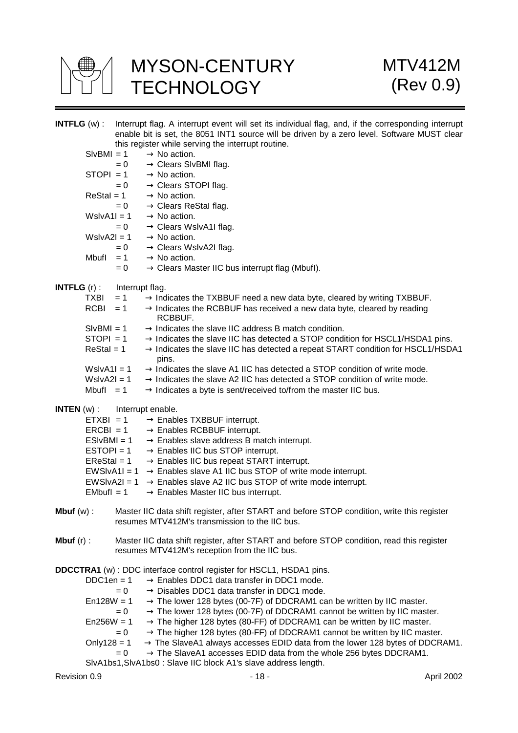**INTFLG** (w) : Interrupt flag. A interrupt event will set its individual flag, and, if the corresponding interrupt enable bit is set, the 8051 INT1 source will be driven by a zero level. Software MUST clear this register while serving the interrupt routine.

- SlvBMI = 1 → No action.
- = 0 → Clears SlvBMI flag.
- STOPI = 1 → No action.
- = 0 → Clears STOPI flag.
- ReStaI = 1 → No action.
- = 0 → Clears ReStaI flag.
- WslvA1I = 1 → No action.
- = 0 → Clears WslvA1I flag.
- WslvA2I = 1 → No action.
- = 0 → Clears WslvA2I flag.
- MbufI = 1 → No action.
- = 0 → Clears Master IIC bus interrupt flag (MbufI).

**INTFLG** (r) : Interrupt flag.

- TXBI = 1 → Indicates the TXBBUF need a new data byte, cleared by writing TXBBUF.
- RCBI = 1 → Indicates the RCBBUF has received a new data byte, cleared by reading RCBBUF.
- SlvBMI = 1 → Indicates the slave IIC address B match condition.
- STOPI = 1 → Indicates the slave IIC has detected a STOP condition for HSCL1/HSDA1 pins.
- ReStaI = 1 → Indicates the slave IIC has detected a repeat START condition for HSCL1/HSDA1 pins.
- WslvA1I = 1 → Indicates the slave A1 IIC has detected a STOP condition of write mode.
- WslvA2I = 1 → Indicates the slave A2 IIC has detected a STOP condition of write mode.
- MbufI = 1 → Indicates a byte is sent/received to/from the master IIC bus.

**INTEN** (w) : Interrupt enable.

- ETXBI = 1 → Enables TXBBUF interrupt.
- ERCBI = 1 → Enables RCBBUF interrupt.
- ESlvBMI = 1 → Enables slave address B match interrupt.
- ESTOPI = 1 → Enables IIC bus STOP interrupt.
- EReStaI = 1 → Enables IIC bus repeat START interrupt.
- EWSlvA1I = 1 → Enables slave A1 IIC bus STOP of write mode interrupt.
- EWSlvA2I = 1 → Enables slave A2 IIC bus STOP of write mode interrupt.
- EMbufI = 1 → Enables Master IIC bus interrupt.

**Mbuf** (w) : Master IIC data shift register, after START and before STOP condition, write this register resumes MTV412M's transmission to the IIC bus.

**Mbuf** (r) : Master IIC data shift register, after START and before STOP condition, read this register resumes MTV412M's reception from the IIC bus.

**DDCCTRA1** (w) : DDC interface control register for HSCL1, HSDA1 pins.

- DDC1en = 1 → Enables DDC1 data transfer in DDC1 mode.
- = 0 → Disables DDC1 data transfer in DDC1 mode.
- En128W = 1 → The lower 128 bytes (00-7F) of DDCRAM1 can be written by IIC master.
- = 0 → The lower 128 bytes (00-7F) of DDCRAM1 cannot be written by IIC master.
- En256W = 1 → The higher 128 bytes (80-FF) of DDCRAM1 can be written by IIC master.
- = 0 → The higher 128 bytes (80-FF) of DDCRAM1 cannot be written by IIC master.
- Only128 = 1 → The SlaveA1 always accesses EDID data from the lower 128 bytes of DDCRAM1.
- = 0 → The SlaveA1 accesses EDID data from the whole 256 bytes DDCRAM1.

SlvA1bs1,SlvA1bs0 : Slave IIC block A1's slave address length.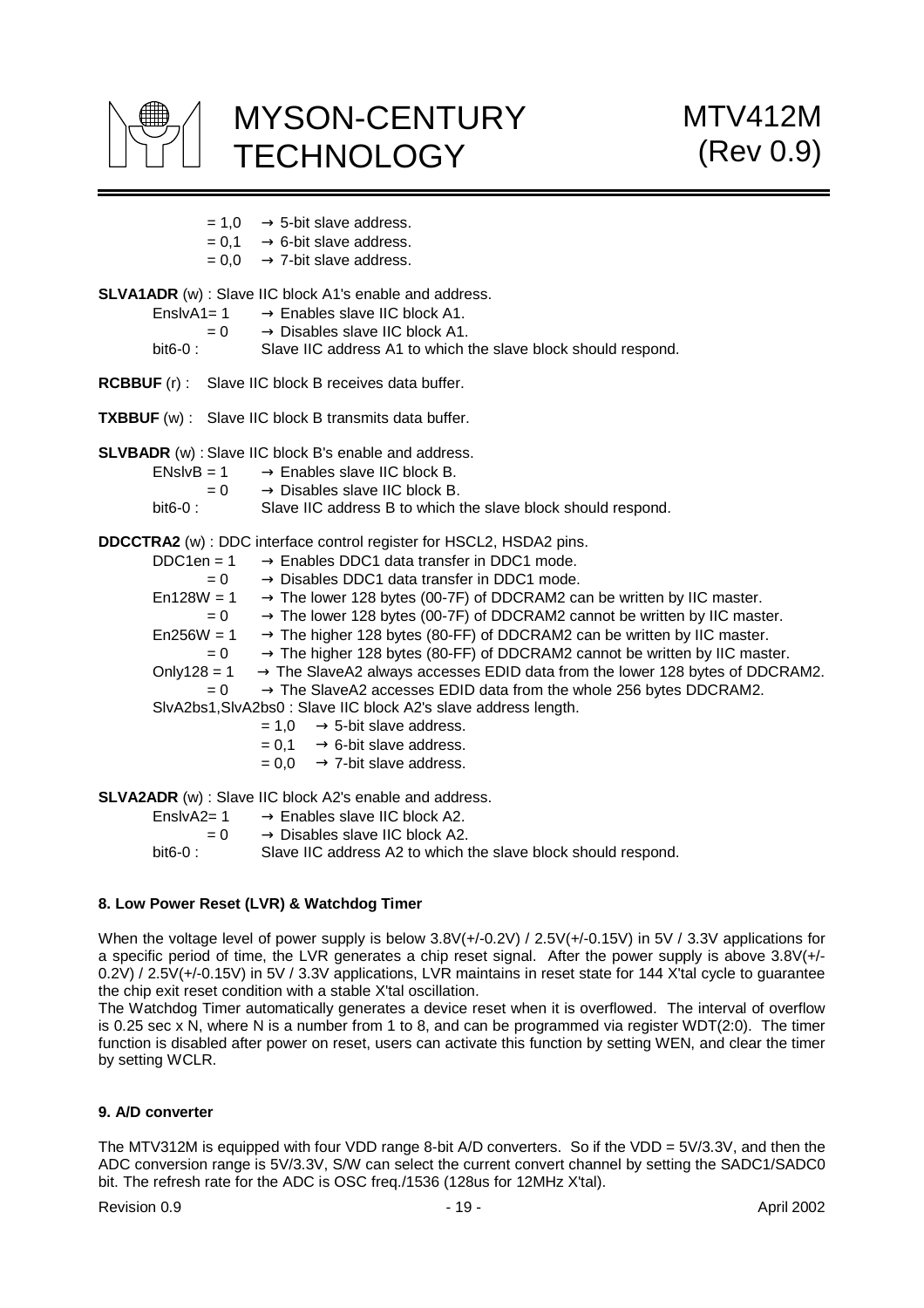= 1,0 → 5-bit slave address.
= 0,1 → 6-bit slave address.
= 0,0 → 7-bit slave address.

**SLVA1ADR** (w) : Slave IIC block A1's enable and address.

EnslvA1= 1 → Enables slave IIC block A1.
= 0 → Disables slave IIC block A1.
bit6-0 : Slave IIC address A1 to which the slave block should respond.

**RCBBUF** (r) : Slave IIC block B receives data buffer.

**TXBBUF** (w) : Slave IIC block B transmits data buffer.

**SLVBADR** (w) : Slave IIC block B's enable and address.

ENslvB = 1 → Enables slave IIC block B.
= 0 → Disables slave IIC block B.
bit6-0 : Slave IIC address B to which the slave block should respond.

**DDCCTRA2** (w) : DDC interface control register for HSCL2, HSDA2 pins.

DDC1en = 1 → Enables DDC1 data transfer in DDC1 mode.
= 0 → Disables DDC1 data transfer in DDC1 mode.
En128W = 1 → The lower 128 bytes (00-7F) of DDCRAM2 can be written by IIC master.
= 0 → The lower 128 bytes (00-7F) of DDCRAM2 cannot be written by IIC master.
En256W = 1 → The higher 128 bytes (80-FF) of DDCRAM2 can be written by IIC master.
= 0 → The higher 128 bytes (80-FF) of DDCRAM2 cannot be written by IIC master.
Only128 = 1 → The SlaveA2 always accesses EDID data from the lower 128 bytes of DDCRAM2.
= 0 → The SlaveA2 accesses EDID data from the whole 256 bytes DDCRAM2.
SlvA2bs1,SlvA2bs0 : Slave IIC block A2's slave address length.
= 1,0 → 5-bit slave address.
= 0,1 → 6-bit slave address.
= 0,0 → 7-bit slave address.

**SLVA2ADR** (w) : Slave IIC block A2's enable and address.

EnslvA2= 1 → Enables slave IIC block A2.
= 0 → Disables slave IIC block A2.
bit6-0 : Slave IIC address A2 to which the slave block should respond.

#### 8. Low Power Reset (LVR) & Watchdog Timer

When the voltage level of power supply is below 3.8V(+/-0.2V) / 2.5V(+/-0.15V) in 5V / 3.3V applications for a specific period of time, the LVR generates a chip reset signal. After the power supply is above 3.8V(+/-0.2V) / 2.5V(+/-0.15V) in 5V / 3.3V applications, LVR maintains in reset state for 144 X'tal cycle to guarantee the chip exit reset condition with a stable X'tal oscillation.

The Watchdog Timer automatically generates a device reset when it is overflowed. The interval of overflow is 0.25 sec x N, where N is a number from 1 to 8, and can be programmed via register WDT(2:0). The timer function is disabled after power on reset, users can activate this function by setting WEN, and clear the timer by setting WCLR.

#### 9. A/D converter

The MTV312M is equipped with four VDD range 8-bit A/D converters. So if the VDD = 5V/3.3V, and then the ADC conversion range is 5V/3.3V, S/W can select the current convert channel by setting the SADC1/SADC0 bit. The refresh rate for the ADC is OSC freq./1536 (128us for 12MHz X'tal).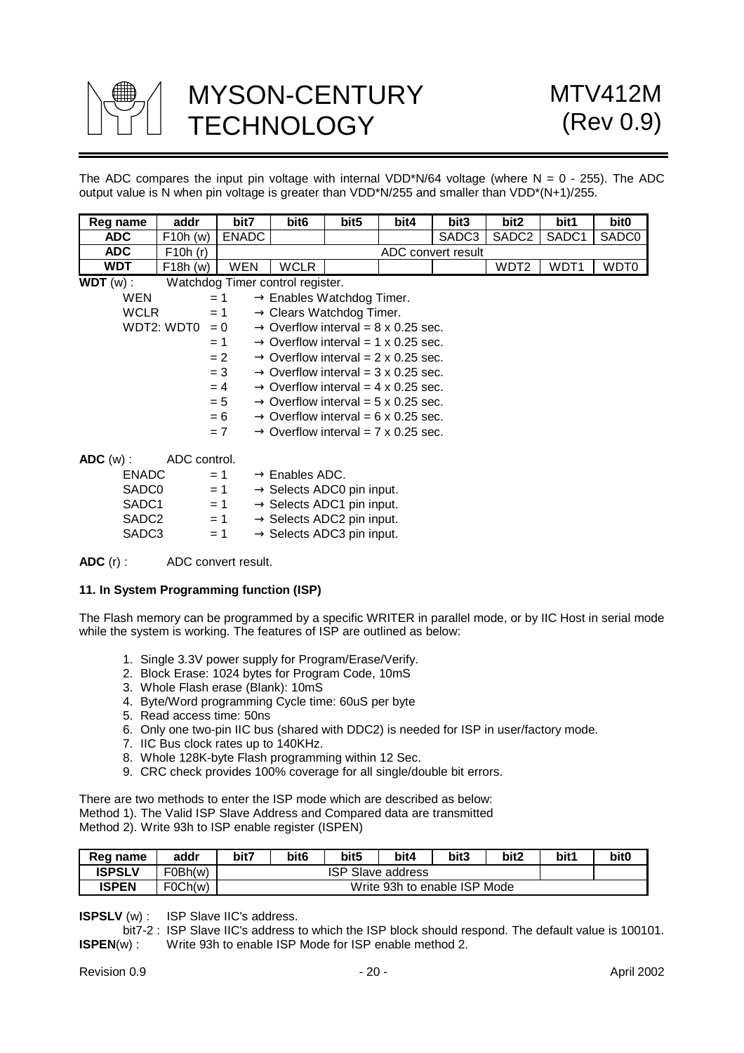The ADC compares the input pin voltage with internal VDD\*N/64 voltage (where N = 0 - 255). The ADC output value is N when pin voltage is greater than VDD\*N/255 and smaller than VDD\*(N+1)/255.

| Reg name | addr | bit7 | bit6 | bit5 | bit4 | bit3 | bit2 | bit1 | bit0 |
|---|---|---|---|---|---|---|---|---|---|
| **ADC** | F10h (w) | ENADC | | | | SADC3 | SADC2 | SADC1 | SADC0 |
| **ADC** | F10h (r) | ADC convert result | | | | | | | |
| **WDT** | F18h (w) | WEN | WCLR | | | | WDT2 | WDT1 | WDT0 |

**WDT** (w) : Watchdog Timer control register.

- WEN = 1 → Enables Watchdog Timer.
- WCLR = 1 → Clears Watchdog Timer.
- WDT2: WDT0 = 0 → Overflow interval = 8 x 0.25 sec.
  - = 1 → Overflow interval = 1 x 0.25 sec.
  - = 2 → Overflow interval = 2 x 0.25 sec.
  - = 3 → Overflow interval = 3 x 0.25 sec.
  - = 4 → Overflow interval = 4 x 0.25 sec.
  - = 5 → Overflow interval = 5 x 0.25 sec.
  - = 6 → Overflow interval = 6 x 0.25 sec.
  - = 7 → Overflow interval = 7 x 0.25 sec.

**ADC** (w) : ADC control.

- ENADC = 1 → Enables ADC.
- SADC0 = 1 → Selects ADC0 pin input.
- SADC1 = 1 → Selects ADC1 pin input.
- SADC2 = 1 → Selects ADC2 pin input.
- SADC3 = 1 → Selects ADC3 pin input.

**ADC** (r) : ADC convert result.

### 11. In System Programming function (ISP)

The Flash memory can be programmed by a specific WRITER in parallel mode, or by IIC Host in serial mode while the system is working. The features of ISP are outlined as below:

1. Single 3.3V power supply for Program/Erase/Verify.
2. Block Erase: 1024 bytes for Program Code, 10mS
3. Whole Flash erase (Blank): 10mS
4. Byte/Word programming Cycle time: 60uS per byte
5. Read access time: 50ns
6. Only one two-pin IIC bus (shared with DDC2) is needed for ISP in user/factory mode.
7. IIC Bus clock rates up to 140KHz.
8. Whole 128K-byte Flash programming within 12 Sec.
9. CRC check provides 100% coverage for all single/double bit errors.

There are two methods to enter the ISP mode which are described as below:
Method 1). The Valid ISP Slave Address and Compared data are transmitted
Method 2). Write 93h to ISP enable register (ISPEN)

| Reg name | addr | bit7 | bit6 | bit5 | bit4 | bit3 | bit2 | bit1 | bit0 |
|---|---|---|---|---|---|---|---|---|---|
| **ISPSLV** | F0Bh(w) | ISP Slave address | | | | | | | |
| **ISPEN** | F0Ch(w) | Write 93h to enable ISP Mode | | | | | | | |

**ISPSLV** (w) : ISP Slave IIC's address.
bit7-2 : ISP Slave IIC's address to which the ISP block should respond. The default value is 100101.

**ISPEN**(w) : Write 93h to enable ISP Mode for ISP enable method 2.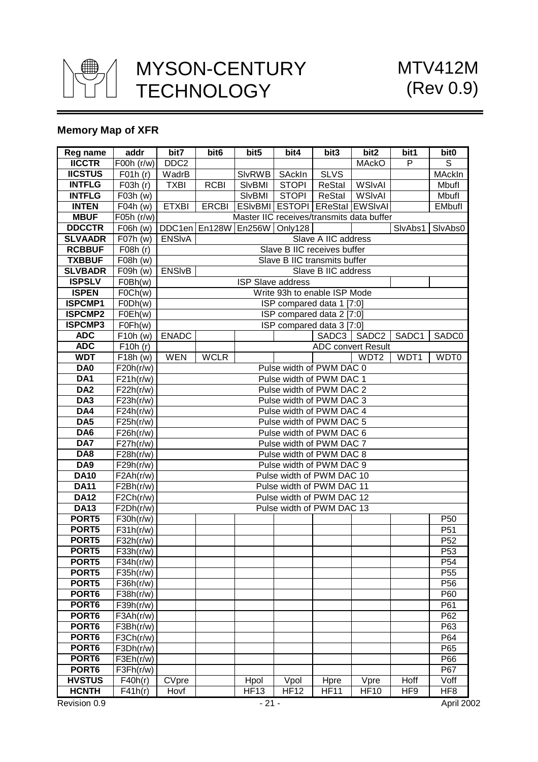## Memory Map of XFR

| Reg name | addr | bit7 | bit6 | bit5 | bit4 | bit3 | bit2 | bit1 | bit0 |
|---|---|---|---|---|---|---|---|---|---|
| **IICCTR** | F00h (r/w) | DDC2 | | | | | MAckO | P | S |
| **IICSTUS** | F01h (r) | WadrB | | SlvRWB | SAckIn | SLVS | | | MAckIn |
| **INTFLG** | F03h (r) | TXBI | RCBI | SlvBMI | STOPI | ReStal | WSlvAI | | Mbufl |
| **INTFLG** | F03h (w) | | | SlvBMI | STOPI | ReStal | WSlvAI | | Mbufl |
| **INTEN** | F04h (w) | ETXBI | ERCBI | ESlvBMI | ESTOPI | EReStal | EWSlvAI | | EMbufl |
| **MBUF** | F05h (r/w) | Master IIC receives/transmits data buffer | | | | | | | |
| **DDCCTR** | F06h (w) | DDC1en | En128W | En256W | Only128 | | | SlvAbs1 | SlvAbs0 |
| **SLVAADR** | F07h (w) | ENSlvA | Slave A IIC address | | | | | | |
| **RCBBUF** | F08h (r) | Slave B IIC receives buffer | | | | | | | |
| **TXBBUF** | F08h (w) | Slave B IIC transmits buffer | | | | | | | |
| **SLVBADR** | F09h (w) | ENSlvB | Slave B IIC address | | | | | | |
| **ISPSLV** | F0Bh(w) | ISP Slave address | | | | | | | |
| **ISPEN** | F0Ch(w) | Write 93h to enable ISP Mode | | | | | | | |
| **ISPCMP1** | F0Dh(w) | ISP compared data 1 [7:0] | | | | | | | |
| **ISPCMP2** | F0Eh(w) | ISP compared data 2 [7:0] | | | | | | | |
| **ISPCMP3** | F0Fh(w) | ISP compared data 3 [7:0] | | | | | | | |
| **ADC** | F10h (w) | ENADC | | | | SADC3 | SADC2 | SADC1 | SADC0 |
| **ADC** | F10h (r) | | | ADC convert Result | | | | | |
| **WDT** | F18h (w) | WEN | WCLR | | | | WDT2 | WDT1 | WDT0 |
| **DA0** | F20h(r/w) | Pulse width of PWM DAC 0 | | | | | | | |
| **DA1** | F21h(r/w) | Pulse width of PWM DAC 1 | | | | | | | |
| **DA2** | F22h(r/w) | Pulse width of PWM DAC 2 | | | | | | | |
| **DA3** | F23h(r/w) | Pulse width of PWM DAC 3 | | | | | | | |
| **DA4** | F24h(r/w) | Pulse width of PWM DAC 4 | | | | | | | |
| **DA5** | F25h(r/w) | Pulse width of PWM DAC 5 | | | | | | | |
| **DA6** | F26h(r/w) | Pulse width of PWM DAC 6 | | | | | | | |
| **DA7** | F27h(r/w) | Pulse width of PWM DAC 7 | | | | | | | |
| **DA8** | F28h(r/w) | Pulse width of PWM DAC 8 | | | | | | | |
| **DA9** | F29h(r/w) | Pulse width of PWM DAC 9 | | | | | | | |
| **DA10** | F2Ah(r/w) | Pulse width of PWM DAC 10 | | | | | | | |
| **DA11** | F2Bh(r/w) | Pulse width of PWM DAC 11 | | | | | | | |
| **DA12** | F2Ch(r/w) | Pulse width of PWM DAC 12 | | | | | | | |
| **DA13** | F2Dh(r/w) | Pulse width of PWM DAC 13 | | | | | | | |
| **PORT5** | F30h(r/w) | | | | | | | | P50 |
| **PORT5** | F31h(r/w) | | | | | | | | P51 |
| **PORT5** | F32h(r/w) | | | | | | | | P52 |
| **PORT5** | F33h(r/w) | | | | | | | | P53 |
| **PORT5** | F34h(r/w) | | | | | | | | P54 |
| **PORT5** | F35h(r/w) | | | | | | | | P55 |
| **PORT5** | F36h(r/w) | | | | | | | | P56 |
| **PORT6** | F38h(r/w) | | | | | | | | P60 |
| **PORT6** | F39h(r/w) | | | | | | | | P61 |
| **PORT6** | F3Ah(r/w) | | | | | | | | P62 |
| **PORT6** | F3Bh(r/w) | | | | | | | | P63 |
| **PORT6** | F3Ch(r/w) | | | | | | | | P64 |
| **PORT6** | F3Dh(r/w) | | | | | | | | P65 |
| **PORT6** | F3Eh(r/w) | | | | | | | | P66 |
| **PORT6** | F3Fh(r/w) | | | | | | | | P67 |
| **HVSTUS** | F40h(r) | CVpre | | Hpol | Vpol | Hpre | Vpre | Hoff | Voff |
| **HCNTH** | F41h(r) | Hovf | | HF13 | HF12 | HF11 | HF10 | HF9 | HF8 |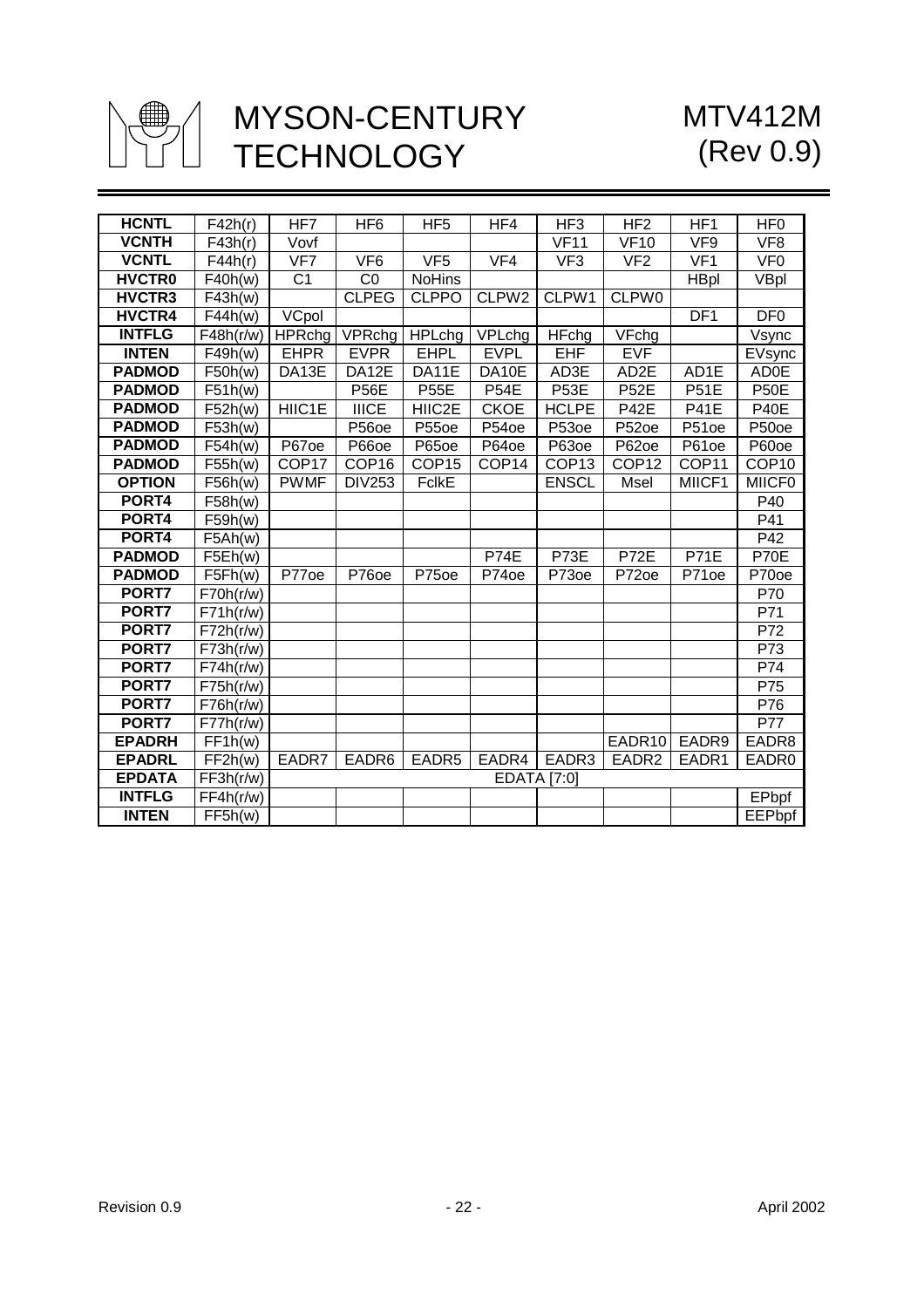| HCNTL | F42h(r) | HF7 | HF6 | HF5 | HF4 | HF3 | HF2 | HF1 | HF0 |
|---|---|---|---|---|---|---|---|---|---|
| VCNTH | F43h(r) | Vovf | | | | VF11 | VF10 | VF9 | VF8 |
| VCNTL | F44h(r) | VF7 | VF6 | VF5 | VF4 | VF3 | VF2 | VF1 | VF0 |
| HVCTR0 | F40h(w) | C1 | C0 | NoHins | | | | HBpl | VBpl |
| HVCTR3 | F43h(w) | | CLPEG | CLPPO | CLPW2 | CLPW1 | CLPW0 | | |
| HVCTR4 | F44h(w) | VCpol | | | | | | DF1 | DF0 |
| INTFLG | F48h(r/w) | HPRchg | VPRchg | HPLchg | VPLchg | HFchg | VFchg | | Vsync |
| INTEN | F49h(w) | EHPR | EVPR | EHPL | EVPL | EHF | EVF | | EVsync |
| PADMOD | F50h(w) | DA13E | DA12E | DA11E | DA10E | AD3E | AD2E | AD1E | AD0E |
| PADMOD | F51h(w) | | P56E | P55E | P54E | P53E | P52E | P51E | P50E |
| PADMOD | F52h(w) | HIIC1E | IIICE | HIIC2E | CKOE | HCLPE | P42E | P41E | P40E |
| PADMOD | F53h(w) | | P56oe | P55oe | P54oe | P53oe | P52oe | P51oe | P50oe |
| PADMOD | F54h(w) | P67oe | P66oe | P65oe | P64oe | P63oe | P62oe | P61oe | P60oe |
| PADMOD | F55h(w) | COP17 | COP16 | COP15 | COP14 | COP13 | COP12 | COP11 | COP10 |
| OPTION | F56h(w) | PWMF | DIV253 | FclkE | | ENSCL | Msel | MIICF1 | MIICF0 |
| PORT4 | F58h(w) | | | | | | | | P40 |
| PORT4 | F59h(w) | | | | | | | | P41 |
| PORT4 | F5Ah(w) | | | | | | | | P42 |
| PADMOD | F5Eh(w) | | | | P74E | P73E | P72E | P71E | P70E |
| PADMOD | F5Fh(w) | P77oe | P76oe | P75oe | P74oe | P73oe | P72oe | P71oe | P70oe |
| PORT7 | F70h(r/w) | | | | | | | | P70 |
| PORT7 | F71h(r/w) | | | | | | | | P71 |
| PORT7 | F72h(r/w) | | | | | | | | P72 |
| PORT7 | F73h(r/w) | | | | | | | | P73 |
| PORT7 | F74h(r/w) | | | | | | | | P74 |
| PORT7 | F75h(r/w) | | | | | | | | P75 |
| PORT7 | F76h(r/w) | | | | | | | | P76 |
| PORT7 | F77h(r/w) | | | | | | | | P77 |
| EPADRH | FF1h(w) | | | | | | EADR10 | EADR9 | EADR8 |
| EPADRL | FF2h(w) | EADR7 | EADR6 | EADR5 | EADR4 | EADR3 | EADR2 | EADR1 | EADR0 |
| EPDATA | FF3h(r/w) | EDATA [7:0] | | | | | | | |
| INTFLG | FF4h(r/w) | | | | | | | | EPbpf |
| INTEN | FF5h(w) | | | | | | | | EEPbpf |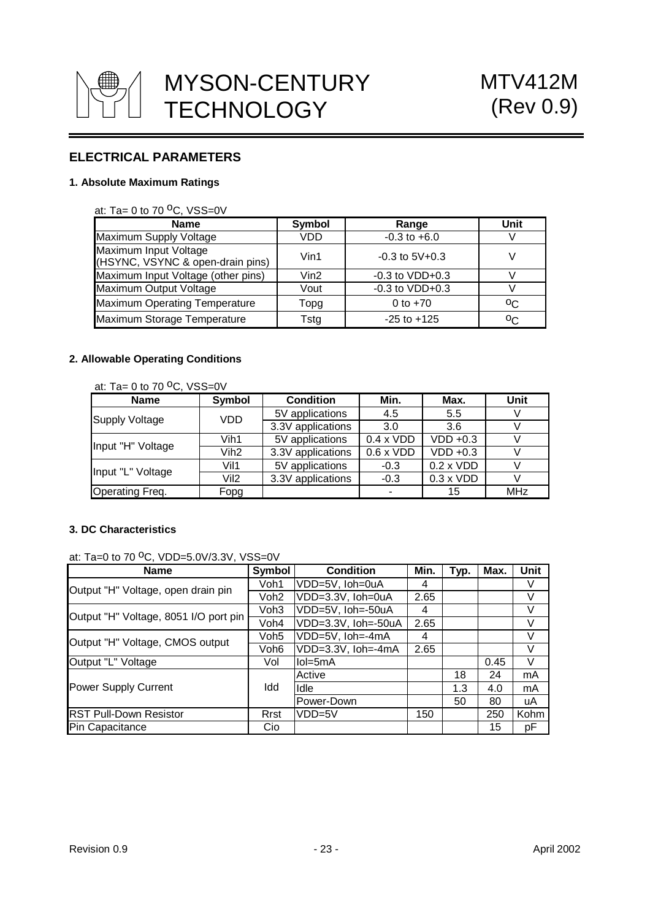## ELECTRICAL PARAMETERS

### 1. Absolute Maximum Ratings

at: Ta= 0 to 70 $^{o}$C, VSS=0V

| Name | Symbol | Range | Unit |
|---|---|---|---|
| Maximum Supply Voltage | VDD | -0.3 to +6.0 | V |
| Maximum Input Voltage (HSYNC, VSYNC & open-drain pins) | Vin1 | -0.3 to 5V+0.3 | V |
| Maximum Input Voltage (other pins) | Vin2 | -0.3 to VDD+0.3 | V |
| Maximum Output Voltage | Vout | -0.3 to VDD+0.3 | V |
| Maximum Operating Temperature | Topg | 0 to +70 | $^{o}$C |
| Maximum Storage Temperature | Tstg | -25 to +125 | $^{o}$C |

### 2. Allowable Operating Conditions

at: Ta= 0 to 70 $^{o}$C, VSS=0V

| Name | Symbol | Condition | Min. | Max. | Unit |
|---|---|---|---|---|---|
| Supply Voltage | VDD | 5V applications | 4.5 | 5.5 | V |
| | | 3.3V applications | 3.0 | 3.6 | V |
| Input "H" Voltage | Vih1 | 5V applications | 0.4 x VDD | VDD +0.3 | V |
| | Vih2 | 3.3V applications | 0.6 x VDD | VDD +0.3 | V |
| Input "L" Voltage | Vil1 | 5V applications | -0.3 | 0.2 x VDD | V |
| | Vil2 | 3.3V applications | -0.3 | 0.3 x VDD | V |
| Operating Freq. | Fopg | | - | 15 | MHz |

### 3. DC Characteristics

at: Ta=0 to 70 $^{o}$C, VDD=5.0V/3.3V, VSS=0V

| Name | Symbol | Condition | Min. | Typ. | Max. | Unit |
|---|---|---|---|---|---|---|
| Output "H" Voltage, open drain pin | Voh1 | VDD=5V, Ioh=0uA | 4 | | | V |
| | Voh2 | VDD=3.3V, Ioh=0uA | 2.65 | | | V |
| Output "H" Voltage, 8051 I/O port pin | Voh3 | VDD=5V, Ioh=-50uA | 4 | | | V |
| | Voh4 | VDD=3.3V, Ioh=-50uA | 2.65 | | | V |
| Output "H" Voltage, CMOS output | Voh5 | VDD=5V, Ioh=-4mA | 4 | | | V |
| | Voh6 | VDD=3.3V, Ioh=-4mA | 2.65 | | | V |
| Output "L" Voltage | Vol | Iol=5mA | | | 0.45 | V |
| Power Supply Current | Idd | Active | | 18 | 24 | mA |
| | | Idle | | 1.3 | 4.0 | mA |
| | | Power-Down | | 50 | 80 | uA |
| RST Pull-Down Resistor | Rrst | VDD=5V | 150 | | 250 | Kohm |
| Pin Capacitance | Cio | | | | 15 | pF |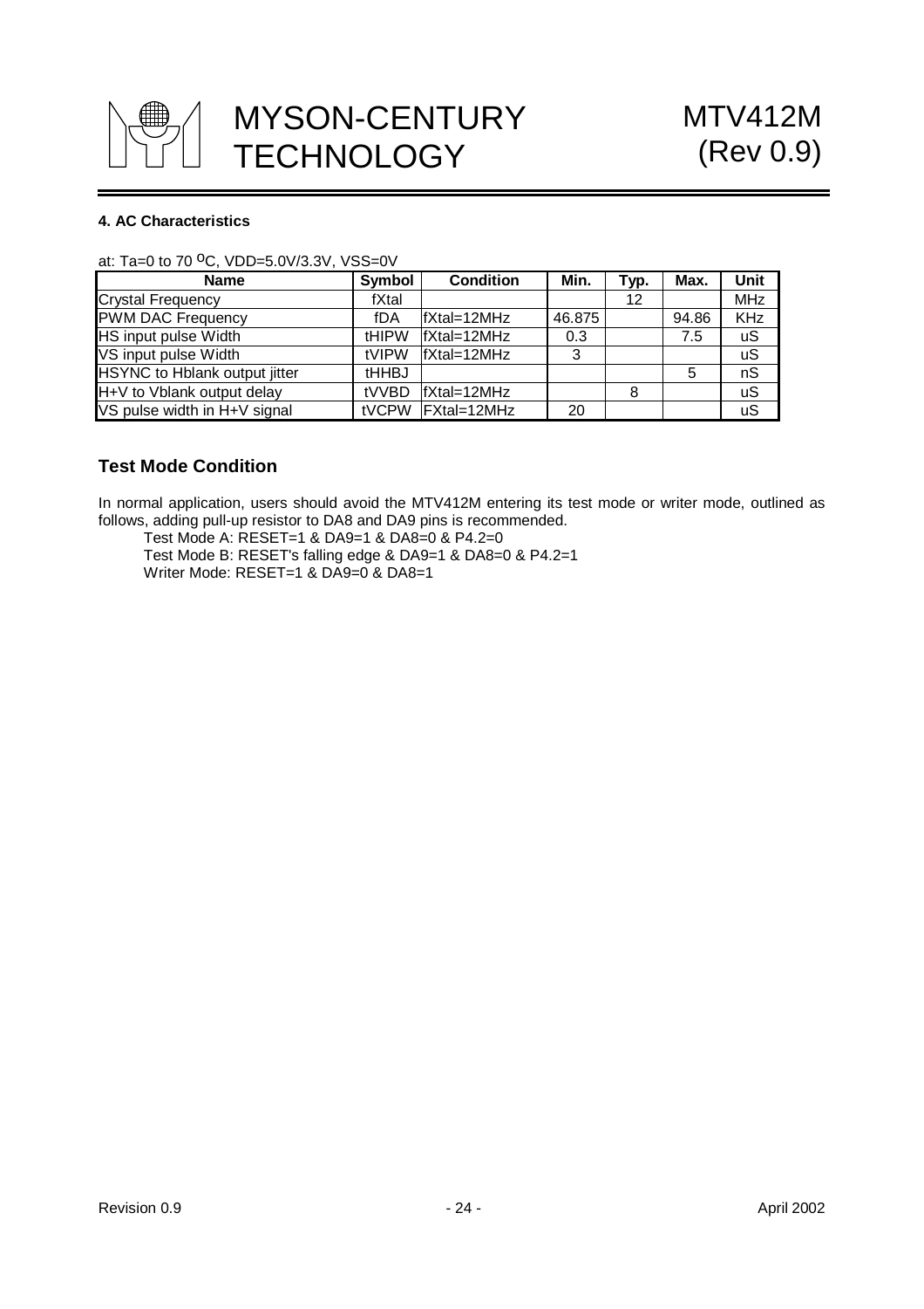#### 4. AC Characteristics

at: Ta=0 to 70 $^{o}$C, VDD=5.0V/3.3V, VSS=0V

| Name | Symbol | Condition | Min. | Typ. | Max. | Unit |
|---|---|---|---|---|---|---|
| Crystal Frequency | fXtal | | | 12 | | MHz |
| PWM DAC Frequency | fDA | fXtal=12MHz | 46.875 | | 94.86 | KHz |
| HS input pulse Width | tHIPW | fXtal=12MHz | 0.3 | | 7.5 | uS |
| VS input pulse Width | tVIPW | fXtal=12MHz | 3 | | | uS |
| HSYNC to Hblank output jitter | tHHBJ | | | | 5 | nS |
| H+V to Vblank output delay | tVVBD | fXtal=12MHz | | 8 | | uS |
| VS pulse width in H+V signal | tVCPW | FXtal=12MHz | 20 | | | uS |

### Test Mode Condition

In normal application, users should avoid the MTV412M entering its test mode or writer mode, outlined as follows, adding pull-up resistor to DA8 and DA9 pins is recommended.

Test Mode A: RESET=1 & DA9=1 & DA8=0 & P4.2=0
Test Mode B: RESET's falling edge & DA9=1 & DA8=0 & P4.2=1
Writer Mode: RESET=1 & DA9=0 & DA8=1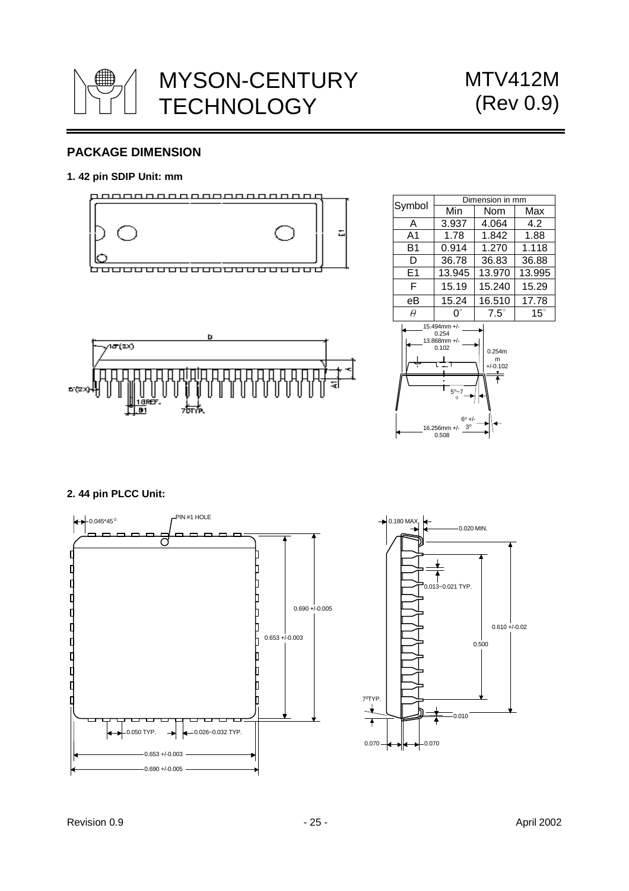## PACKAGE DIMENSION

**1. 42 pin SDIP Unit: mm**

| Symbol | Dimension in mm | | |
|---|---|---|---|
| | Min | Nom | Max |
| A | 3.937 | 4.064 | 4.2 |
| A1 | 1.78 | 1.842 | 1.88 |
| B1 | 0.914 | 1.270 | 1.118 |
| D | 36.78 | 36.83 | 36.88 |
| E1 | 13.945 | 13.970 | 13.995 |
| F | 15.19 | 15.240 | 15.29 |
| eB | 15.24 | 16.510 | 17.78 |
| $\theta$ | 0° | 7.5° | 15° |

15.494mm +/- 0.254
13.868mm +/- 0.102
0.254mm +/-0.102
5°~7°
6° +/- 3°
16.256mm +/- 0.508

**2. 44 pin PLCC Unit:**

0.045*45°
PIN #1 HOLE
0.690 +/-0.005
0.653 +/-0.003
0.050 TYP.
0.026~0.032 TYP.
0.653 +/-0.003
0.690 +/-0.005
0.180 MAX.
0.020 MIN.
0.013~0.021 TYP.
0.610 +/-0.02
0.500
7°TYP.
0.010
0.070
0.070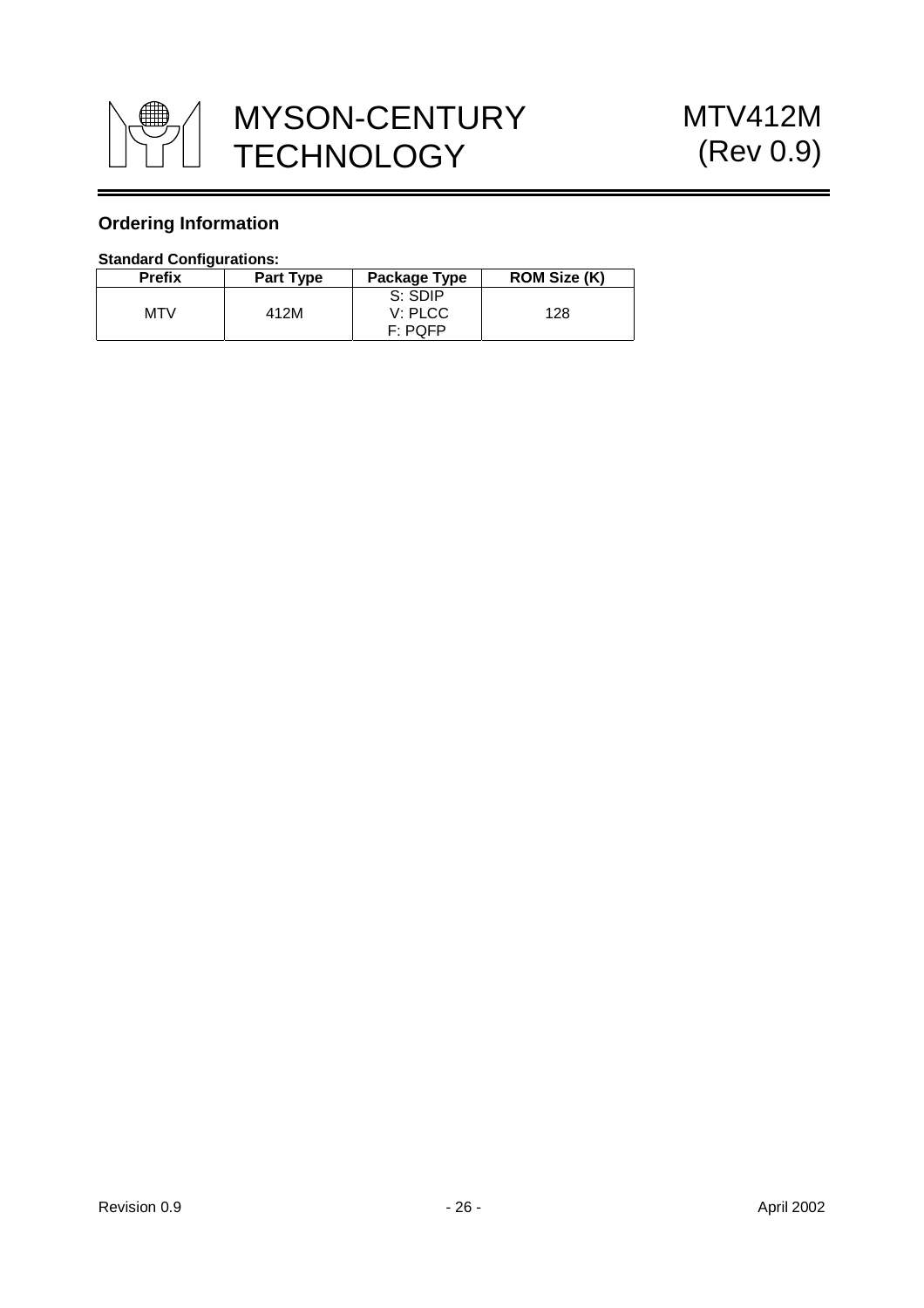## Ordering Information

**Standard Configurations:**

| Prefix | Part Type | Package Type | ROM Size (K) |
|---|---|---|---|
| MTV | 412M | S: SDIP<br>V: PLCC<br>F: PQFP | 128 |